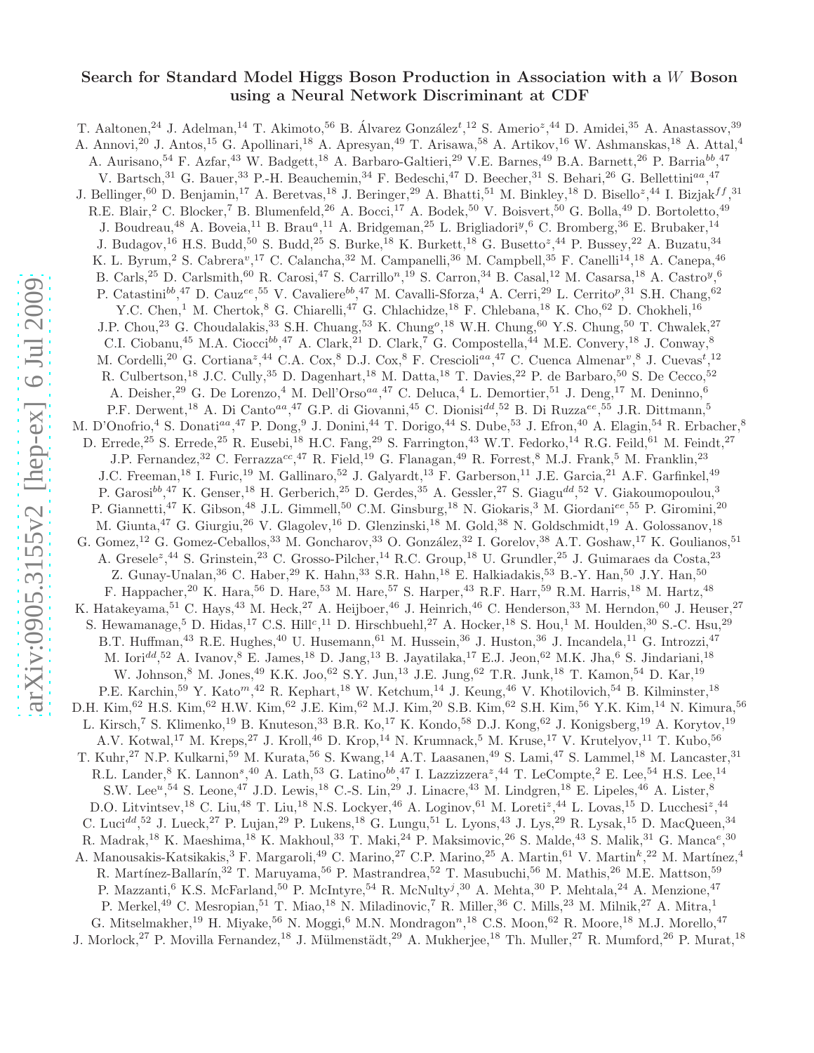# Search for Standard Model Higgs Boson Production in Association with a $W$ Boson using a Neural Network Discriminant at CDF

T. Aaltonen,[24] J. Adelman,[14] T. Akimoto,[56] B. Álvarez González[t],[12] S. Amerio[z],[44] D. Amidei,[35] A. Anastassov,[39] A. Annovi,[20] J. Antos,[15] G. Apollinari,[18] A. Apresyan,[49] T. Arisawa,[58] A. Artikov,[16] W. Ashmanskas,[18] A. Attal,[4] A. Aurisano,[54] F. Azfar,[43] W. Badgett,[18] A. Barbaro-Galtieri,[29] V.E. Barnes,[49] B.A. Barnett,[26] P. Barria[bb],[47] V. Bartsch,[31] G. Bauer,[33] P.-H. Beauchemin,[34] F. Bedeschi,[47] D. Beecher,[31] S. Behari,[26] G. Bellettini[aa],[47] J. Bellinger,[60] D. Benjamin,[17] A. Beretvas,[18] J. Beringer,[29] A. Bhatti,[51] M. Binkley,[18] D. Bisello[z],[44] I. Bizjak[ff],[31] R.E. Blair,[2] C. Blocker,[7] B. Blumenfeld,[26] A. Bocci,[17] A. Bodek,[50] V. Boisvert,[50] G. Bolla,[49] D. Bortoletto,[49] J. Boudreau,[48] A. Boveia,[11] B. Brau[a],[11] A. Bridgeman,[25] L. Brigliadori[y],[6] C. Bromberg,[36] E. Brubaker,[14] J. Budagov,[16] H.S. Budd,[50] S. Budd,[25] S. Burke,[18] K. Burkett,[18] G. Busetto[z],[44] P. Bussey,[22] A. Buzatu,[34] K. L. Byrum,[2] S. Cabrera[v],[17] C. Calancha,[32] M. Campanelli,[36] M. Campbell,[35] F. Canelli[14],[18] A. Canepa,[46] B. Carls,[25] D. Carlsmith,[60] R. Carosi,[47] S. Carrillo[n],[19] S. Carron,[34] B. Casal,[12] M. Casarsa,[18] A. Castro[y],[6] P. Catastini[bb],[47] D. Cauz[ee],[55] V. Cavaliere[bb],[47] M. Cavalli-Sforza,[4] A. Cerri,[29] L. Cerrito[p],[31] S.H. Chang,[62] Y.C. Chen,[1] M. Chertok,[8] G. Chiarelli,[47] G. Chlachidze,[18] F. Chlebana,[18] K. Cho,[62] D. Chokheli,[16] J.P. Chou,[23] G. Choudalakis,[33] S.H. Chuang,[53] K. Chung[o],[18] W.H. Chung,[60] Y.S. Chung,[50] T. Chwalek,[27] C.I. Ciobanu,[45] M.A. Ciocci[bb],[47] A. Clark,[21] D. Clark,[7] G. Compostella,[44] M.E. Convery,[18] J. Conway,[8] M. Cordelli,[20] G. Cortiana[z],[44] C.A. Cox,[8] D.J. Cox,[8] F. Crescioli[aa],[47] C. Cuenca Almenar[v],[8] J. Cuevas[t],[12] R. Culbertson,[18] J.C. Cully,[35] D. Dagenhart,[18] M. Datta,[18] T. Davies,[22] P. de Barbaro,[50] S. De Cecco,[52] A. Deisher,[29] G. De Lorenzo,[4] M. Dell'Orso[aa],[47] C. Deluca,[4] L. Demortier,[51] J. Deng,[17] M. Deninno,[6] P.F. Derwent,[18] A. Di Canto[aa],[47] G.P. di Giovanni,[45] C. Dionisi[dd],[52] B. Di Ruzza[ee],[55] J.R. Dittmann,[5] M. D'Onofrio,[4] S. Donati[aa],[47] P. Dong,[9] J. Donini,[44] T. Dorigo,[44] S. Dube,[53] J. Efron,[40] A. Elagin,[54] R. Erbacher,[8] D. Errede,[25] S. Errede,[25] R. Eusebi,[18] H.C. Fang,[29] S. Farrington,[43] W.T. Fedorko,[14] R.G. Feild,[61] M. Feindt,[27] J.P. Fernandez,[32] C. Ferrazza[cc],[47] R. Field,[19] G. Flanagan,[49] R. Forrest,[8] M.J. Frank,[5] M. Franklin,[23] J.C. Freeman,[18] I. Furic,[19] M. Gallinaro,[52] J. Galyardt,[13] F. Garberson,[11] J.E. Garcia,[21] A.F. Garfinkel,[49] P. Garosi[bb],[47] K. Genser,[18] H. Gerberich,[25] D. Gerdes,[35] A. Gessler,[27] S. Giagu[dd],[52] V. Giakoumopoulou,[3] P. Giannetti,[47] K. Gibson,[48] J.L. Gimmell,[50] C.M. Ginsburg,[18] N. Giokaris,[3] M. Giordani[ee],[55] P. Giromini,[20] M. Giunta,[47] G. Giurgiu,[26] V. Glagolev,[16] D. Glenzinski,[18] M. Gold,[38] N. Goldschmidt,[19] A. Golossanov,[18] G. Gomez,[12] G. Gomez-Ceballos,[33] M. Goncharov,[33] O. González,[32] I. Gorelov,[38] A.T. Goshaw,[17] K. Goulianos,[51] A. Gresele[z],[44] S. Grinstein,[23] C. Grosso-Pilcher,[14] R.C. Group,[18] U. Grundler,[25] J. Guimaraes da Costa,[23] Z. Gunay-Unalan,[36] C. Haber,[29] K. Hahn,[33] S.R. Hahn,[18] E. Halkiadakis,[53] B.-Y. Han,[50] J.Y. Han,[50] F. Happacher,[20] K. Hara,[56] D. Hare,[53] M. Hare,[57] S. Harper,[43] R.F. Harr,[59] R.M. Harris,[18] M. Hartz,[48] K. Hatakeyama,[51] C. Hays,[43] M. Heck,[27] A. Heijboer,[46] J. Heinrich,[46] C. Henderson,[33] M. Herndon,[60] J. Heuser,[27] S. Hewamanage,[5] D. Hidas,[17] C.S. Hill[c],[11] D. Hirschbuehl,[27] A. Hocker,[18] S. Hou,[1] M. Houlden,[30] S.-C. Hsu,[29] B.T. Huffman,[43] R.E. Hughes,[40] U. Husemann,[61] M. Hussein,[36] J. Huston,[36] J. Incandela,[11] G. Introzzi,[47] M. Iori[dd],[52] A. Ivanov,[8] E. James,[18] D. Jang,[13] B. Jayatilaka,[17] E.J. Jeon,[62] M.K. Jha,[6] S. Jindariani,[18] W. Johnson,[8] M. Jones,[49] K.K. Joo,[62] S.Y. Jun,[13] J.E. Jung,[62] T.R. Junk,[18] T. Kamon,[54] D. Kar,[19] P.E. Karchin,[59] Y. Kato[m],[42] R. Kephart,[18] W. Ketchum,[14] J. Keung,[46] V. Khotilovich,[54] B. Kilminster,[18] D.H. Kim,[62] H.S. Kim,[62] H.W. Kim,[62] J.E. Kim,[62] M.J. Kim,[20] S.B. Kim,[62] S.H. Kim,[56] Y.K. Kim,[14] N. Kimura,[56] L. Kirsch,[7] S. Klimenko,[19] B. Knuteson,[33] B.R. Ko,[17] K. Kondo,[58] D.J. Kong,[62] J. Konigsberg,[19] A. Korytov,[19] A.V. Kotwal,[17] M. Kreps,[27] J. Kroll,[46] D. Krop,[14] N. Krumnack,[5] M. Kruse,[17] V. Krutelyov,[11] T. Kubo,[56] T. Kuhr,[27] N.P. Kulkarni,[59] M. Kurata,[56] S. Kwang,[14] A.T. Laasanen,[49] S. Lami,[47] S. Lammel,[18] M. Lancaster,[31] R.L. Lander,[8] K. Lannon[s],[40] A. Lath,[53] G. Latino[bb],[47] I. Lazzizzera[z],[44] T. LeCompte,[2] E. Lee,[54] H.S. Lee,[14] S.W. Lee[u],[54] S. Leone,[47] J.D. Lewis,[18] C.-S. Lin,[29] J. Linacre,[43] M. Lindgren,[18] E. Lipeles,[46] A. Lister,[8] D.O. Litvintsev,[18] C. Liu,[48] T. Liu,[18] N.S. Lockyer,[46] A. Loginov,[61] M. Loreti[z],[44] L. Lovas,[15] D. Lucchesi[z],[44] C. Luci[dd],[52] J. Lueck,[27] P. Lujan,[29] P. Lukens,[18] G. Lungu,[51] L. Lyons,[43] J. Lys,[29] R. Lysak,[15] D. MacQueen,[34] R. Madrak,[18] K. Maeshima,[18] K. Makhoul,[33] T. Maki,[24] P. Maksimovic,[26] S. Malde,[43] S. Malik,[31] G. Manca[e],[30] A. Manousakis-Katsikakis,[3] F. Margaroli,[49] C. Marino,[27] C.P. Marino,[25] A. Martin,[61] V. Martin[k],[22] M. Martínez,[4] R. Martínez-Ballarín,[32] T. Maruyama,[56] P. Mastrandrea,[52] T. Masubuchi,[56] M. Mathis,[26] M.E. Mattson,[59] P. Mazzanti,[6] K.S. McFarland,[50] P. McIntyre,[54] R. McNulty[j],[30] A. Mehta,[30] P. Mehtala,[24] A. Menzione,[47] P. Merkel,[49] C. Mesropian,[51] T. Miao,[18] N. Miladinovic,[7] R. Miller,[36] C. Mills,[23] M. Milnik,[27] A. Mitra,[1] G. Mitselmakher,[19] H. Miyake,[56] N. Moggi,[6] M.N. Mondragon[n],[18] C.S. Moon,[62] R. Moore,[18] M.J. Morello,[47] J. Morlock,[27] P. Movilla Fernandez,[18] J. Mülmenstädt,[29] A. Mukherjee,[18] Th. Muller,[27] R. Mumford,[26] P. Murat,[18]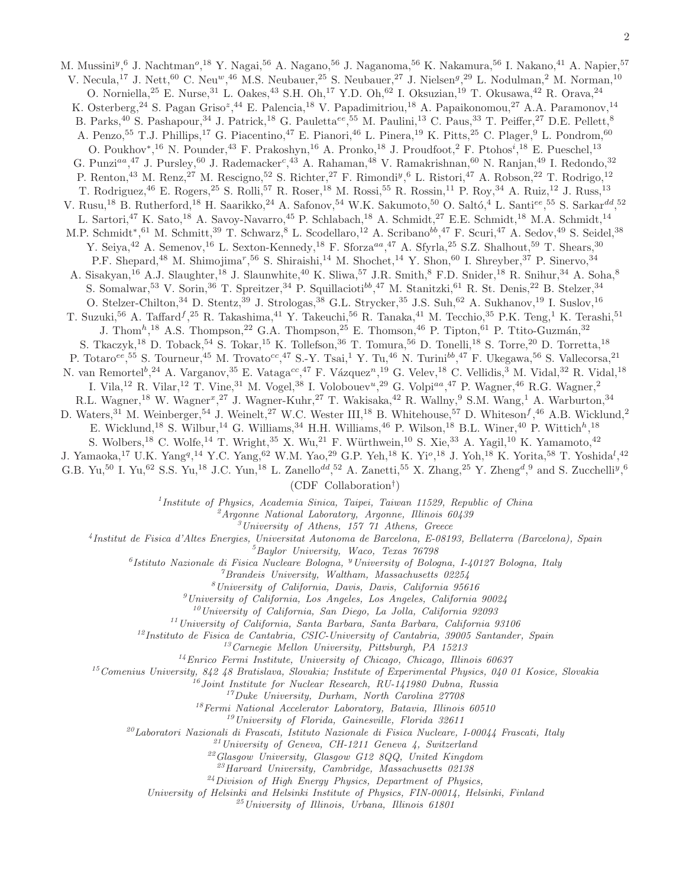M. Mussini[y],[6] J. Nachtman[o],[18] Y. Nagai,[56] A. Nagano,[56] J. Naganoma,[56] K. Nakamura,[56] I. Nakano,[41] A. Napier,[57] V. Necula,[17] J. Nett,[60] C. Neu[w],[46] M.S. Neubauer,[25] S. Neubauer,[27] J. Nielsen[g],[29] L. Nodulman,[2] M. Norman,[10] O. Norniella,[25] E. Nurse,[31] L. Oakes,[43] S.H. Oh,[17] Y.D. Oh,[62] I. Oksuzian,[19] T. Okusawa,[42] R. Orava,[24] K. Osterberg,[24] S. Pagan Griso[z],[44] E. Palencia,[18] V. Papadimitriou,[18] A. Papaikonomou,[27] A.A. Paramonov,[14] B. Parks,[40] S. Pashapour,[34] J. Patrick,[18] G. Pauletta[ee],[55] M. Paulini,[13] C. Paus,[33] T. Peiffer,[27] D.E. Pellett,[8] A. Penzo,[55] T.J. Phillips,[17] G. Piacentino,[47] E. Pianori,[46] L. Pinera,[19] K. Pitts,[25] C. Plager,[9] L. Pondrom,[60] O. Poukhov[*],[16] N. Pounder,[43] F. Prakoshyn,[16] A. Pronko,[18] J. Proudfoot,[2] F. Ptohos[i],[18] E. Pueschel,[13] G. Punzi[aa],[47] J. Pursley,[60] J. Rademacker[c],[43] A. Rahaman,[48] V. Ramakrishnan,[60] N. Ranjan,[49] I. Redondo,[32] P. Renton,[43] M. Renz,[27] M. Rescigno,[52] S. Richter,[27] F. Rimondi[y],[6] L. Ristori,[47] A. Robson,[22] T. Rodrigo,[12] T. Rodriguez,[46] E. Rogers,[25] S. Rolli,[57] R. Roser,[18] M. Rossi,[55] R. Rossin,[11] P. Roy,[34] A. Ruiz,[12] J. Russ,[13] V. Rusu,[18] B. Rutherford,[18] H. Saarikko,[24] A. Safonov,[54] W.K. Sakumoto,[50] O. Saltó,[4] L. Santi[ee],[55] S. Sarkar[dd],[52] L. Sartori,[47] K. Sato,[18] A. Savoy-Navarro,[45] P. Schlabach,[18] A. Schmidt,[27] E.E. Schmidt,[18] M.A. Schmidt,[14] M.P. Schmidt[*],[61] M. Schmitt,[39] T. Schwarz,[8] L. Scodellaro,[12] A. Scribano[bb],[47] F. Scuri,[47] A. Sedov,[49] S. Seidel,[38] Y. Seiya,[42] A. Semenov,[16] L. Sexton-Kennedy,[18] F. Sforza[aa],[47] A. Sfyrla,[25] S.Z. Shalhout,[59] T. Shears,[30] P.F. Shepard,[48] M. Shimojima[r],[56] S. Shiraishi,[14] M. Shochet,[14] Y. Shon,[60] I. Shreyber,[37] P. Sinervo,[34] A. Sisakyan,[16] A.J. Slaughter,[18] J. Slaunwhite,[40] K. Sliwa,[57] J.R. Smith,[8] F.D. Snider,[18] R. Snihur,[34] A. Soha,[8] S. Somalwar,[53] V. Sorin,[36] T. Spreitzer,[34] P. Squillacioti[bb],[47] M. Stanitzki,[61] R. St. Denis,[22] B. Stelzer,[34] O. Stelzer-Chilton,[34] D. Stentz,[39] J. Strologas,[38] G.L. Strycker,[35] J.S. Suh,[62] A. Sukhanov,[19] I. Suslov,[16] T. Suzuki,[56] A. Taffard[f],[25] R. Takashima,[41] Y. Takeuchi,[56] R. Tanaka,[41] M. Tecchio,[35] P.K. Teng,[1] K. Terashi,[51] J. Thom[h],[18] A.S. Thompson,[22] G.A. Thompson,[25] E. Thomson,[46] P. Tipton,[61] P. Ttito-Guzmán,[32] S. Tkaczyk,[18] D. Toback,[54] S. Tokar,[15] K. Tollefson,[36] T. Tomura,[56] D. Tonelli,[18] S. Torre,[20] D. Torretta,[18] P. Totaro[ee],[55] S. Tourneur,[45] M. Trovato[cc],[47] S.-Y. Tsai,[1] Y. Tu,[46] N. Turini[bb],[47] F. Ukegawa,[56] S. Vallecorsa,[21] N. van Remortel[b],[24] A. Varganov,[35] E. Vataga[cc],[47] F. Vázquez[n],[19] G. Velev,[18] C. Vellidis,[3] M. Vidal,[32] R. Vidal,[18] I. Vila,[12] R. Vilar,[12] T. Vine,[31] M. Vogel,[38] I. Volobouev[u],[29] G. Volpi[aa],[47] P. Wagner,[46] R.G. Wagner,[2] R.L. Wagner,[18] W. Wagner[x],[27] J. Wagner-Kuhr,[27] T. Wakisaka,[42] R. Wallny,[9] S.M. Wang,[1] A. Warburton,[34] D. Waters,[31] M. Weinberger,[54] J. Weinelt,[27] W.C. Wester III,[18] B. Whitehouse,[57] D. Whiteson[f],[46] A.B. Wicklund,[2] E. Wicklund,[18] S. Wilbur,[14] G. Williams,[34] H.H. Williams,[46] P. Wilson,[18] B.L. Winer,[40] P. Wittich[h],[18] S. Wolbers,[18] C. Wolfe,[14] T. Wright,[35] X. Wu,[21] F. Würthwein,[10] S. Xie,[33] A. Yagil,[10] K. Yamamoto,[42] J. Yamaoka,[17] U.K. Yang[q],[14] Y.C. Yang,[62] W.M. Yao,[29] G.P. Yeh,[18] K. Yi[o],[18] J. Yoh,[18] K. Yorita,[58] T. Yoshida[l],[42] G.B. Yu,[50] I. Yu,[62] S.S. Yu,[18] J.C. Yun,[18] L. Zanello[dd],[52] A. Zanetti,[55] X. Zhang,[25] Y. Zheng[d],[9] and S. Zucchelli[y],[6]

(CDF Collaboration[†])

[1]*Institute of Physics, Academia Sinica, Taipei, Taiwan 11529, Republic of China*
[2]*Argonne National Laboratory, Argonne, Illinois 60439*
[3]*University of Athens, 157 71 Athens, Greece*
[4]*Institut de Fisica d'Altes Energies, Universitat Autonoma de Barcelona, E-08193, Bellaterra (Barcelona), Spain*
[5]*Baylor University, Waco, Texas 76798*
[6]*Istituto Nazionale di Fisica Nucleare Bologna, [y]University of Bologna, I-40127 Bologna, Italy*
[7]*Brandeis University, Waltham, Massachusetts 02254*
[8]*University of California, Davis, Davis, California 95616*
[9]*University of California, Los Angeles, Los Angeles, California 90024*
[10]*University of California, San Diego, La Jolla, California 92093*
[11]*University of California, Santa Barbara, Santa Barbara, California 93106*
[12]*Instituto de Fisica de Cantabria, CSIC-University of Cantabria, 39005 Santander, Spain*
[13]*Carnegie Mellon University, Pittsburgh, PA 15213*
[14]*Enrico Fermi Institute, University of Chicago, Chicago, Illinois 60637*
[15]*Comenius University, 842 48 Bratislava, Slovakia; Institute of Experimental Physics, 040 01 Kosice, Slovakia*
[16]*Joint Institute for Nuclear Research, RU-141980 Dubna, Russia*
[17]*Duke University, Durham, North Carolina 27708*
[18]*Fermi National Accelerator Laboratory, Batavia, Illinois 60510*
[19]*University of Florida, Gainesville, Florida 32611*
[20]*Laboratori Nazionali di Frascati, Istituto Nazionale di Fisica Nucleare, I-00044 Frascati, Italy*
[21]*University of Geneva, CH-1211 Geneva 4, Switzerland*
[22]*Glasgow University, Glasgow G12 8QQ, United Kingdom*
[23]*Harvard University, Cambridge, Massachusetts 02138*
[24]*Division of High Energy Physics, Department of Physics, University of Helsinki and Helsinki Institute of Physics, FIN-00014, Helsinki, Finland*
[25]*University of Illinois, Urbana, Illinois 61801*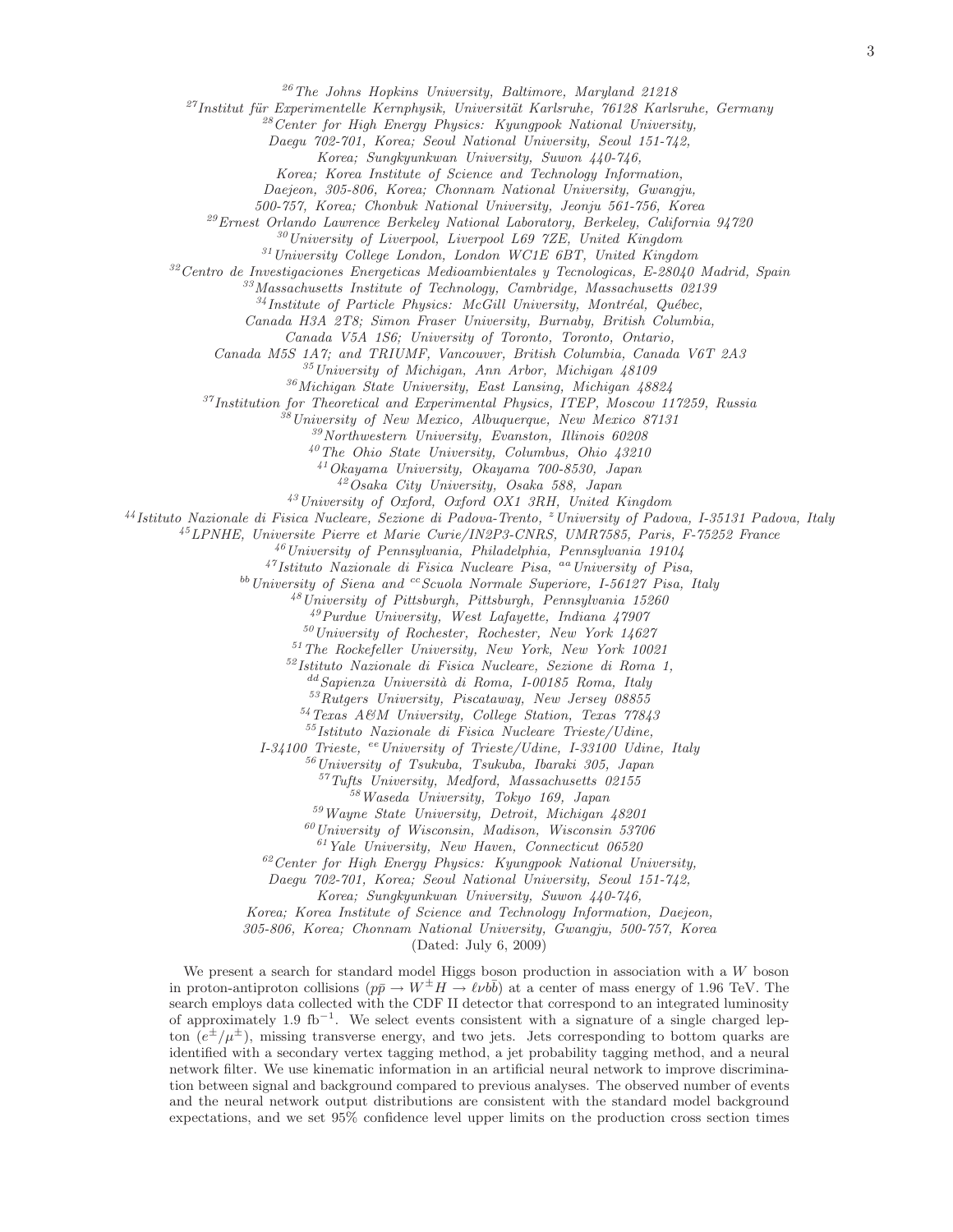[26]*The Johns Hopkins University, Baltimore, Maryland 21218*
[27]*Institut für Experimentelle Kernphysik, Universität Karlsruhe, 76128 Karlsruhe, Germany*
[28]*Center for High Energy Physics: Kyungpook National University, Daegu 702-701, Korea; Seoul National University, Seoul 151-742, Korea; Sungkyunkwan University, Suwon 440-746, Korea; Korea Institute of Science and Technology Information, Daejeon, 305-806, Korea; Chonnam National University, Gwangju, 500-757, Korea; Chonbuk National University, Jeonju 561-756, Korea*
[29]*Ernest Orlando Lawrence Berkeley National Laboratory, Berkeley, California 94720*
[30]*University of Liverpool, Liverpool L69 7ZE, United Kingdom*
[31]*University College London, London WC1E 6BT, United Kingdom*
[32]*Centro de Investigaciones Energeticas Medioambientales y Tecnologicas, E-28040 Madrid, Spain*
[33]*Massachusetts Institute of Technology, Cambridge, Massachusetts 02139*
[34]*Institute of Particle Physics: McGill University, Montréal, Québec, Canada H3A 2T8; Simon Fraser University, Burnaby, British Columbia, Canada V5A 1S6; University of Toronto, Toronto, Ontario, Canada M5S 1A7; and TRIUMF, Vancouver, British Columbia, Canada V6T 2A3*
[35]*University of Michigan, Ann Arbor, Michigan 48109*
[36]*Michigan State University, East Lansing, Michigan 48824*
[37]*Institution for Theoretical and Experimental Physics, ITEP, Moscow 117259, Russia*
[38]*University of New Mexico, Albuquerque, New Mexico 87131*
[39]*Northwestern University, Evanston, Illinois 60208*
[40]*The Ohio State University, Columbus, Ohio 43210*
[41]*Okayama University, Okayama 700-8530, Japan*
[42]*Osaka City University, Osaka 588, Japan*
[43]*University of Oxford, Oxford OX1 3RH, United Kingdom*
[44]*Istituto Nazionale di Fisica Nucleare, Sezione di Padova-Trento, [z]University of Padova, I-35131 Padova, Italy*
[45]*LPNHE, Universite Pierre et Marie Curie/IN2P3-CNRS, UMR7585, Paris, F-75252 France*
[46]*University of Pennsylvania, Philadelphia, Pennsylvania 19104*
[47]*Istituto Nazionale di Fisica Nucleare Pisa, [aa]University of Pisa, [bb]University of Siena and [cc]Scuola Normale Superiore, I-56127 Pisa, Italy*
[48]*University of Pittsburgh, Pittsburgh, Pennsylvania 15260*
[49]*Purdue University, West Lafayette, Indiana 47907*
[50]*University of Rochester, Rochester, New York 14627*
[51]*The Rockefeller University, New York, New York 10021*
[52]*Istituto Nazionale di Fisica Nucleare, Sezione di Roma 1, [dd]Sapienza Università di Roma, I-00185 Roma, Italy*
[53]*Rutgers University, Piscataway, New Jersey 08855*
[54]*Texas A&M University, College Station, Texas 77843*
[55]*Istituto Nazionale di Fisica Nucleare Trieste/Udine, I-34100 Trieste, [ee]University of Trieste/Udine, I-33100 Udine, Italy*
[56]*University of Tsukuba, Tsukuba, Ibaraki 305, Japan*
[57]*Tufts University, Medford, Massachusetts 02155*
[58]*Waseda University, Tokyo 169, Japan*
[59]*Wayne State University, Detroit, Michigan 48201*
[60]*University of Wisconsin, Madison, Wisconsin 53706*
[61]*Yale University, New Haven, Connecticut 06520*
[62]*Center for High Energy Physics: Kyungpook National University, Daegu 702-701, Korea; Seoul National University, Seoul 151-742, Korea; Sungkyunkwan University, Suwon 440-746, Korea; Korea Institute of Science and Technology Information, Daejeon, 305-806, Korea; Chonnam National University, Gwangju, 500-757, Korea*

(Dated: July 6, 2009)

We present a search for standard model Higgs boson production in association with a $W$ boson in proton-antiproton collisions ($p\bar{p} \rightarrow W^{\pm}H \rightarrow \ell\nu b\bar{b}$) at a center of mass energy of 1.96 TeV. The search employs data collected with the CDF II detector that correspond to an integrated luminosity of approximately 1.9 fb$^{-1}$. We select events consistent with a signature of a single charged lepton ($e^{\pm}/\mu^{\pm}$), missing transverse energy, and two jets. Jets corresponding to bottom quarks are identified with a secondary vertex tagging method, a jet probability tagging method, and a neural network filter. We use kinematic information in an artificial neural network to improve discrimination between signal and background compared to previous analyses. The observed number of events and the neural network output distributions are consistent with the standard model background expectations, and we set 95% confidence level upper limits on the production cross section times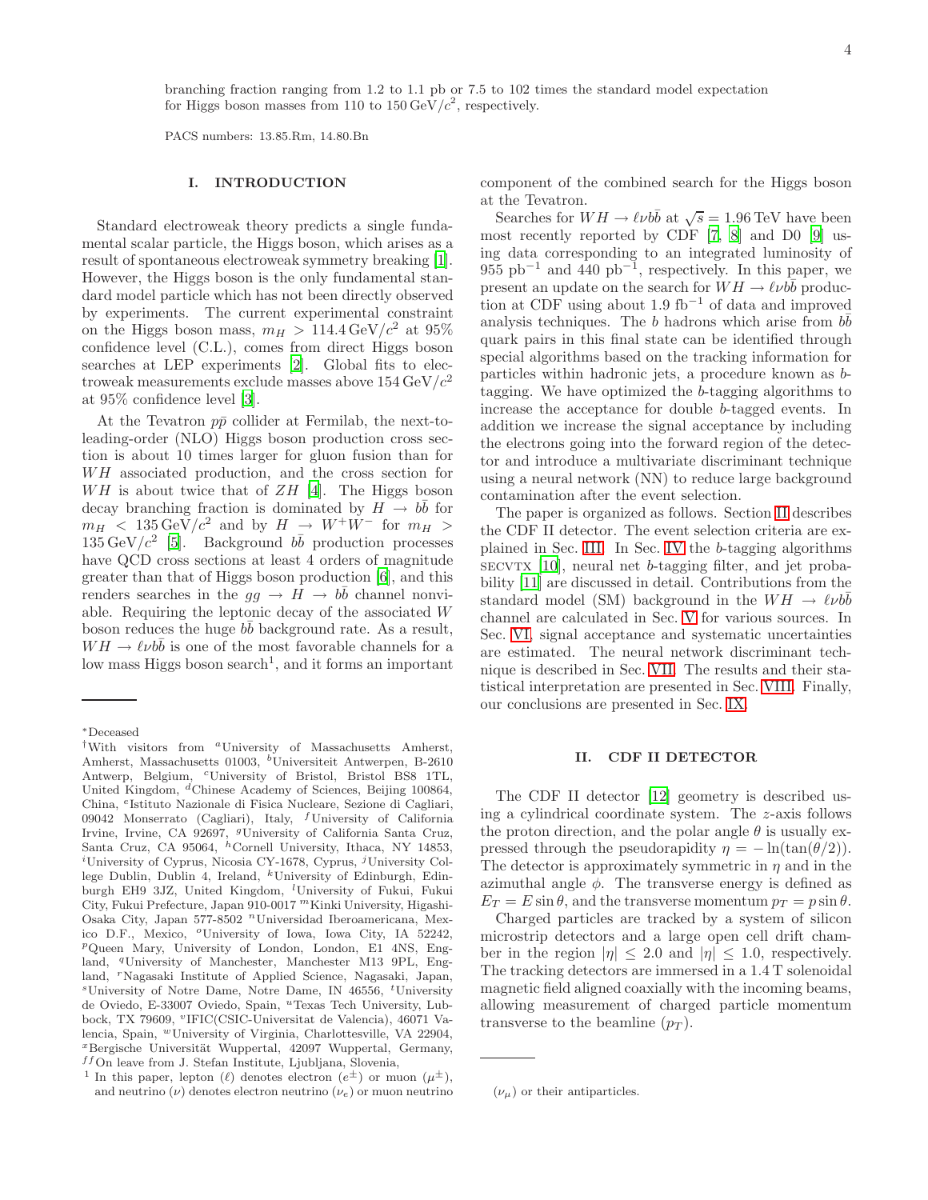branching fraction ranging from 1.2 to 1.1 pb or 7.5 to 102 times the standard model expectation for Higgs boson masses from 110 to 150 GeV/$c^2$, respectively.

PACS numbers: 13.85.Rm, 14.80.Bn

## I. INTRODUCTION

Standard electroweak theory predicts a single fundamental scalar particle, the Higgs boson, which arises as a result of spontaneous electroweak symmetry breaking [1]. However, the Higgs boson is the only fundamental standard model particle which has not been directly observed by experiments. The current experimental constraint on the Higgs boson mass, $m_H > 114.4\,\mathrm{GeV}/c^2$ at 95% confidence level (C.L.), comes from direct Higgs boson searches at LEP experiments [2]. Global fits to electroweak measurements exclude masses above $154\,\mathrm{GeV}/c^2$ at 95% confidence level [3].

At the Tevatron $p\bar{p}$ collider at Fermilab, the next-to-leading-order (NLO) Higgs boson production cross section is about 10 times larger for gluon fusion than for $WH$ associated production, and the cross section for $WH$ is about twice that of $ZH$ [4]. The Higgs boson decay branching fraction is dominated by $H \rightarrow b\bar{b}$ for $m_H < 135\,\mathrm{GeV}/c^2$ and by $H \rightarrow W^+W^-$ for $m_H > 135\,\mathrm{GeV}/c^2$ [5]. Background $b\bar{b}$ production processes have QCD cross sections at least 4 orders of magnitude greater than that of Higgs boson production [6], and this renders searches in the $gg \rightarrow H \rightarrow b\bar{b}$ channel nonviable. Requiring the leptonic decay of the associated $W$ boson reduces the huge $b\bar{b}$ background rate. As a result, $WH \rightarrow \ell\nu b\bar{b}$ is one of the most favorable channels for a low mass Higgs boson search[1], and it forms an important component of the combined search for the Higgs boson at the Tevatron.

Searches for $WH \rightarrow \ell\nu b\bar{b}$ at $\sqrt{s} = 1.96$ TeV have been most recently reported by CDF [7, 8] and D0 [9] using data corresponding to an integrated luminosity of 955 pb$^{-1}$ and 440 pb$^{-1}$, respectively. In this paper, we present an update on the search for $WH \rightarrow \ell\nu b\bar{b}$ production at CDF using about 1.9 fb$^{-1}$ of data and improved analysis techniques. The $b$ hadrons which arise from $b\bar{b}$ quark pairs in this final state can be identified through special algorithms based on the tracking information for particles within hadronic jets, a procedure known as $b$-tagging. We have optimized the $b$-tagging algorithms to increase the acceptance for double $b$-tagged events. In addition we increase the signal acceptance by including the electrons going into the forward region of the detector and introduce a multivariate discriminant technique using a neural network (NN) to reduce large background contamination after the event selection.

The paper is organized as follows. Section II describes the CDF II detector. The event selection criteria are explained in Sec. III. In Sec. IV the $b$-tagging algorithms SECVTX [10], neural net $b$-tagging filter, and jet probability [11] are discussed in detail. Contributions from the standard model (SM) background in the $WH \rightarrow \ell\nu b\bar{b}$ channel are calculated in Sec. V for various sources. In Sec. VI, signal acceptance and systematic uncertainties are estimated. The neural network discriminant technique is described in Sec. VII. The results and their statistical interpretation are presented in Sec. VIII. Finally, our conclusions are presented in Sec. IX.

## II. CDF II DETECTOR

The CDF II detector [12] geometry is described using a cylindrical coordinate system. The $z$-axis follows the proton direction, and the polar angle $\theta$ is usually expressed through the pseudorapidity $\eta = -\ln(\tan(\theta/2))$. The detector is approximately symmetric in $\eta$ and in the azimuthal angle $\phi$. The transverse energy is defined as $E_T = E\sin\theta$, and the transverse momentum $p_T = p\sin\theta$.

Charged particles are tracked by a system of silicon microstrip detectors and a large open cell drift chamber in the region $|\eta| \leq 2.0$ and $|\eta| \leq 1.0$, respectively. The tracking detectors are immersed in a 1.4 T solenoidal magnetic field aligned coaxially with the incoming beams, allowing measurement of charged particle momentum transverse to the beamline ($p_T$).

---

*Deceased

†With visitors from [a]University of Massachusetts Amherst, Amherst, Massachusetts 01003, [b]Universiteit Antwerpen, B-2610 Antwerp, Belgium, [c]University of Bristol, Bristol BS8 1TL, United Kingdom, [d]Chinese Academy of Sciences, Beijing 100864, China, [e]Istituto Nazionale di Fisica Nucleare, Sezione di Cagliari, 09042 Monserrato (Cagliari), Italy, [f]University of California Irvine, Irvine, CA 92697, [g]University of California Santa Cruz, Santa Cruz, CA 95064, [h]Cornell University, Ithaca, NY 14853, [i]University of Cyprus, Nicosia CY-1678, Cyprus, [j]University College Dublin, Dublin 4, Ireland, [k]University of Edinburgh, Edinburgh EH9 3JZ, United Kingdom, [l]University of Fukui, Fukui City, Fukui Prefecture, Japan 910-0017 [m]Kinki University, Higashi-Osaka City, Japan 577-8502 [n]Universidad Iberoamericana, Mexico D.F., Mexico, [o]University of Iowa, Iowa City, IA 52242, [p]Queen Mary, University of London, London, E1 4NS, England, [q]University of Manchester, Manchester M13 9PL, England, [r]Nagasaki Institute of Applied Science, Nagasaki, Japan, [s]University of Notre Dame, Notre Dame, IN 46556, [t]University de Oviedo, E-33007 Oviedo, Spain, [u]Texas Tech University, Lubbock, TX 79609, [v]IFIC(CSIC-Universitat de Valencia), 46071 Valencia, Spain, [w]University of Virginia, Charlottesville, VA 22904, [x]Bergische Universität Wuppertal, 42097 Wuppertal, Germany, [ff]On leave from J. Stefan Institute, Ljubljana, Slovenia,

[1] In this paper, lepton ($\ell$) denotes electron ($e^{\pm}$) or muon ($\mu^{\pm}$), and neutrino ($\nu$) denotes electron neutrino ($\nu_e$) or muon neutrino ($\nu_\mu$) or their antiparticles.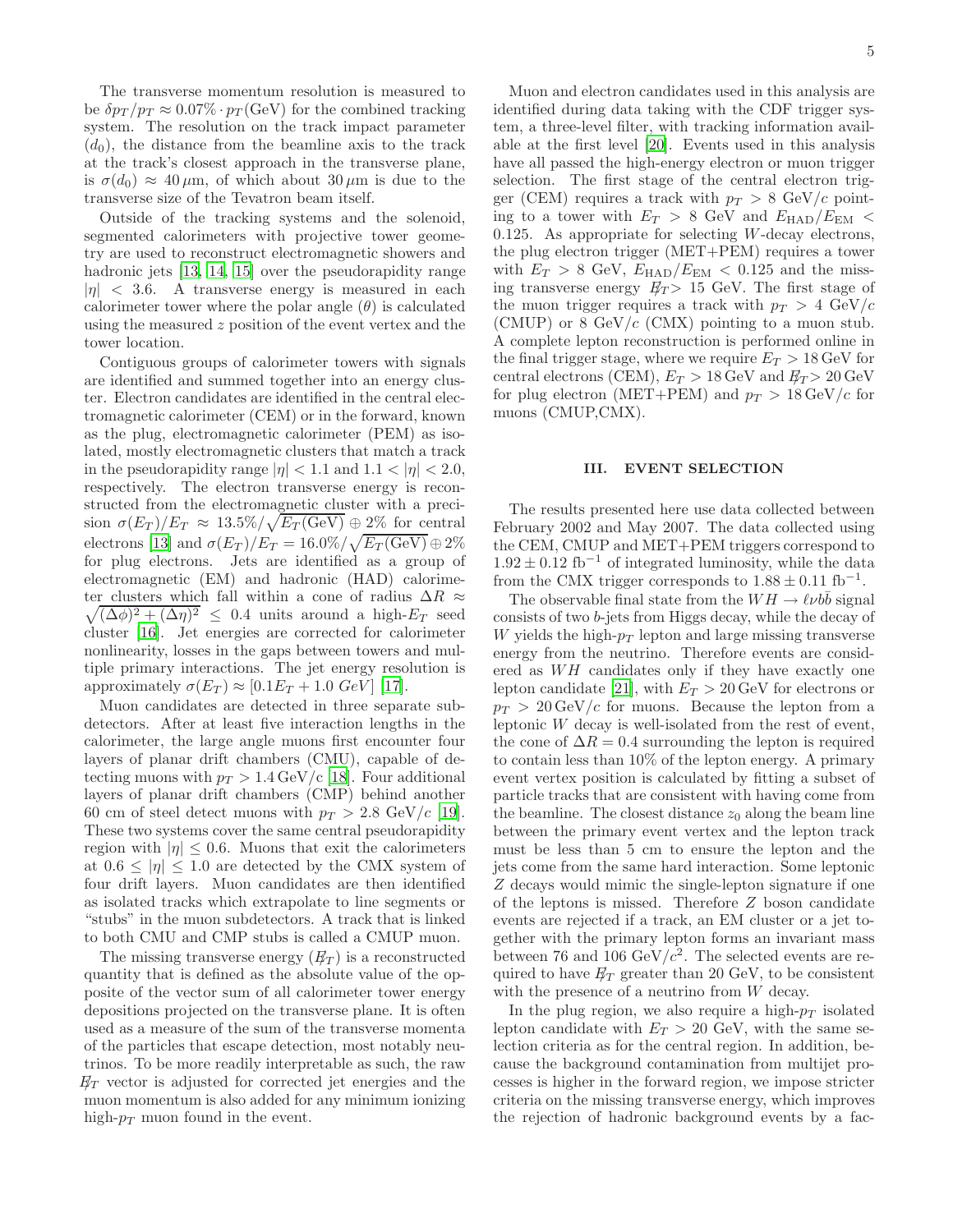The transverse momentum resolution is measured to be $\delta p_T/p_T \approx 0.07\% \cdot p_T(\text{GeV})$ for the combined tracking system. The resolution on the track impact parameter ($d_0$), the distance from the beamline axis to the track at the track's closest approach in the transverse plane, is $\sigma(d_0) \approx 40\,\mu\text{m}$, of which about $30\,\mu\text{m}$ is due to the transverse size of the Tevatron beam itself.

Outside of the tracking systems and the solenoid, segmented calorimeters with projective tower geometry are used to reconstruct electromagnetic showers and hadronic jets [13, 14, 15] over the pseudorapidity range $|\eta| < 3.6$. A transverse energy is measured in each calorimeter tower where the polar angle ($\theta$) is calculated using the measured $z$ position of the event vertex and the tower location.

Contiguous groups of calorimeter towers with signals are identified and summed together into an energy cluster. Electron candidates are identified in the central electromagnetic calorimeter (CEM) or in the forward, known as the plug, electromagnetic calorimeter (PEM) as isolated, mostly electromagnetic clusters that match a track in the pseudorapidity range $|\eta| < 1.1$ and $1.1 < |\eta| < 2.0$, respectively. The electron transverse energy is reconstructed from the electromagnetic cluster with a precision $\sigma(E_T)/E_T \approx 13.5\%/\sqrt{E_T(\text{GeV})} \oplus 2\%$ for central electrons [13] and $\sigma(E_T)/E_T = 16.0\%/\sqrt{E_T(\text{GeV})} \oplus 2\%$ for plug electrons. Jets are identified as a group of electromagnetic (EM) and hadronic (HAD) calorimeter clusters which fall within a cone of radius $\Delta R \approx \sqrt{(\Delta\phi)^2 + (\Delta\eta)^2} \leq 0.4$ units around a high-$E_T$ seed cluster [16]. Jet energies are corrected for calorimeter nonlinearity, losses in the gaps between towers and multiple primary interactions. The jet energy resolution is approximately $\sigma(E_T) \approx [0.1 E_T + 1.0\ GeV]$ [17].

Muon candidates are detected in three separate subdetectors. After at least five interaction lengths in the calorimeter, the large angle muons first encounter four layers of planar drift chambers (CMU), capable of detecting muons with $p_T > 1.4\,\text{GeV/c}$ [18]. Four additional layers of planar drift chambers (CMP) behind another 60 cm of steel detect muons with $p_T > 2.8$ GeV/$c$ [19]. These two systems cover the same central pseudorapidity region with $|\eta| \leq 0.6$. Muons that exit the calorimeters at $0.6 \leq |\eta| \leq 1.0$ are detected by the CMX system of four drift layers. Muon candidates are then identified as isolated tracks which extrapolate to line segments or "stubs" in the muon subdetectors. A track that is linked to both CMU and CMP stubs is called a CMUP muon.

The missing transverse energy ($\not\!\!E_T$) is a reconstructed quantity that is defined as the absolute value of the opposite of the vector sum of all calorimeter tower energy depositions projected on the transverse plane. It is often used as a measure of the sum of the transverse momenta of the particles that escape detection, most notably neutrinos. To be more readily interpretable as such, the raw $\not\!\!E_T$ vector is adjusted for corrected jet energies and the muon momentum is also added for any minimum ionizing high-$p_T$ muon found in the event.

Muon and electron candidates used in this analysis are identified during data taking with the CDF trigger system, a three-level filter, with tracking information available at the first level [20]. Events used in this analysis have all passed the high-energy electron or muon trigger selection. The first stage of the central electron trigger (CEM) requires a track with $p_T > 8$ GeV/$c$ pointing to a tower with $E_T > 8$ GeV and $E_{\text{HAD}}/E_{\text{EM}} < 0.125$. As appropriate for selecting $W$-decay electrons, the plug electron trigger (MET+PEM) requires a tower with $E_T > 8$ GeV, $E_{\text{HAD}}/E_{\text{EM}} < 0.125$ and the missing transverse energy $\not\!\!E_T > 15$ GeV. The first stage of the muon trigger requires a track with $p_T > 4$ GeV/$c$ (CMUP) or 8 GeV/$c$ (CMX) pointing to a muon stub. A complete lepton reconstruction is performed online in the final trigger stage, where we require $E_T > 18\,\text{GeV}$ for central electrons (CEM), $E_T > 18\,\text{GeV}$ and $\not\!\!E_T > 20\,\text{GeV}$ for plug electron (MET+PEM) and $p_T > 18\,\text{GeV}/c$ for muons (CMUP,CMX).

## III. EVENT SELECTION

The results presented here use data collected between February 2002 and May 2007. The data collected using the CEM, CMUP and MET+PEM triggers correspond to $1.92 \pm 0.12\ \text{fb}^{-1}$ of integrated luminosity, while the data from the CMX trigger corresponds to $1.88 \pm 0.11\ \text{fb}^{-1}$.

The observable final state from the $WH \to \ell\nu b\bar{b}$ signal consists of two $b$-jets from Higgs decay, while the decay of $W$ yields the high-$p_T$ lepton and large missing transverse energy from the neutrino. Therefore events are considered as $WH$ candidates only if they have exactly one lepton candidate [21], with $E_T > 20\,\text{GeV}$ for electrons or $p_T > 20\,\text{GeV}/c$ for muons. Because the lepton from a leptonic $W$ decay is well-isolated from the rest of event, the cone of $\Delta R = 0.4$ surrounding the lepton is required to contain less than 10% of the lepton energy. A primary event vertex position is calculated by fitting a subset of particle tracks that are consistent with having come from the beamline. The closest distance $z_0$ along the beam line between the primary event vertex and the lepton track must be less than 5 cm to ensure the lepton and the jets come from the same hard interaction. Some leptonic $Z$ decays would mimic the single-lepton signature if one of the leptons is missed. Therefore $Z$ boson candidate events are rejected if a track, an EM cluster or a jet together with the primary lepton forms an invariant mass between 76 and 106 GeV/$c^2$. The selected events are required to have $\not\!\!E_T$ greater than 20 GeV, to be consistent with the presence of a neutrino from $W$ decay.

In the plug region, we also require a high-$p_T$ isolated lepton candidate with $E_T > 20$ GeV, with the same selection criteria as for the central region. In addition, because the background contamination from multijet processes is higher in the forward region, we impose stricter criteria on the missing transverse energy, which improves the rejection of hadronic background events by a fac-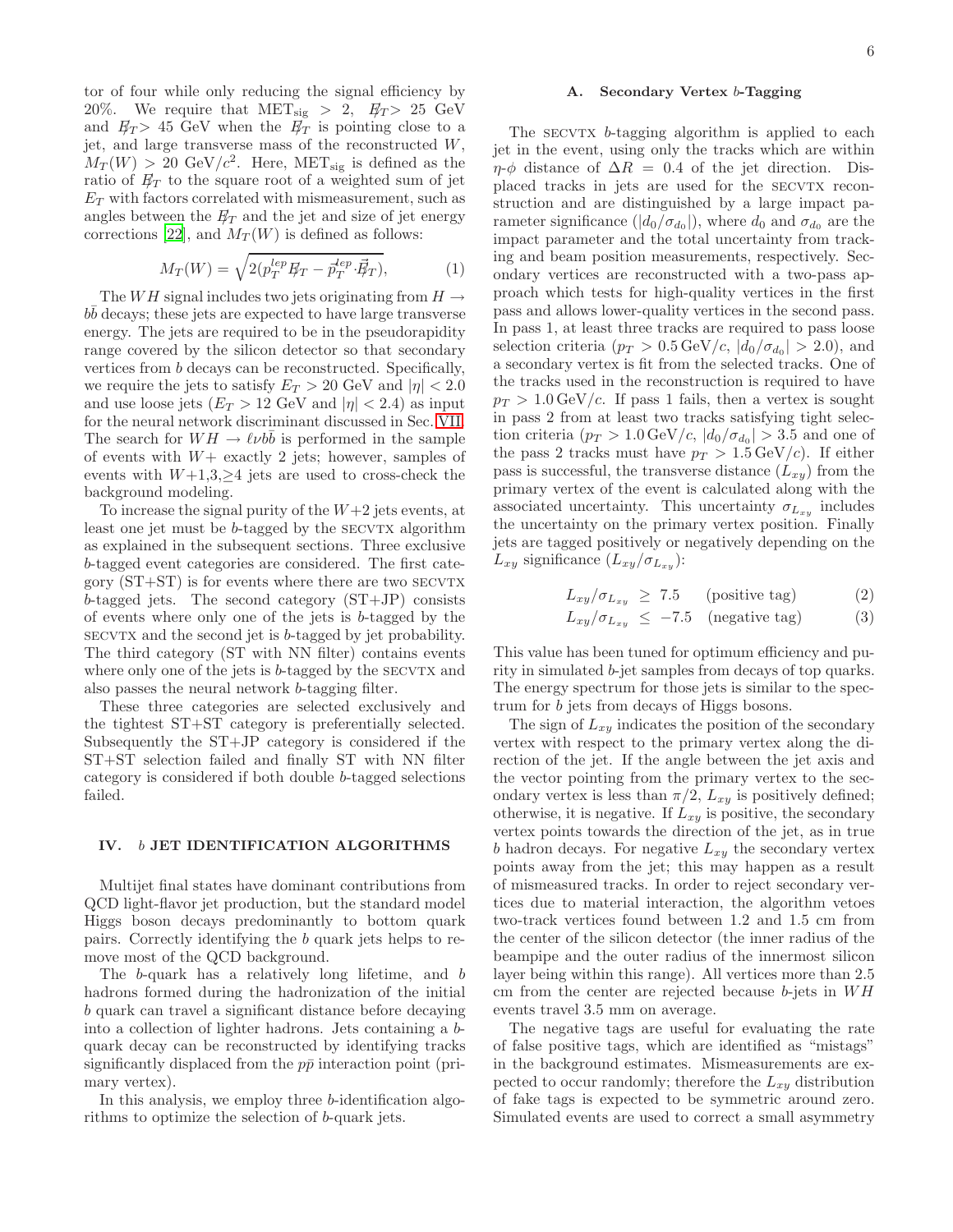tor of four while only reducing the signal efficiency by 20%. We require that $\mathrm{MET_{sig}} > 2$, $\not\!\!E_T > 25$ GeV and $\not\!\!E_T > 45$ GeV when the $\not\!\!E_T$ is pointing close to a jet, and large transverse mass of the reconstructed $W$, $M_T(W) > 20$ GeV/$c^2$. Here, $\mathrm{MET_{sig}}$ is defined as the ratio of $\not\!\!E_T$ to the square root of a weighted sum of jet $E_T$ with factors correlated with mismeasurement, such as angles between the $\not\!\!E_T$ and the jet and size of jet energy corrections [22], and $M_T(W)$ is defined as follows:

$$M_T(W) = \sqrt{2(p_T^{lep}\not\!\!E_T - \vec{p}_T^{\,lep}\cdot\vec{\not\!\!E}_T)}, \quad (1)$$

The $WH$ signal includes two jets originating from $H \to b\bar{b}$ decays; these jets are expected to have large transverse energy. The jets are required to be in the pseudorapidity range covered by the silicon detector so that secondary vertices from $b$ decays can be reconstructed. Specifically, we require the jets to satisfy $E_T > 20$ GeV and $|\eta| < 2.0$ and use loose jets ($E_T > 12$ GeV and $|\eta| < 2.4$) as input for the neural network discriminant discussed in Sec. VII. The search for $WH \to \ell\nu b\bar{b}$ is performed in the sample of events with $W+$ exactly 2 jets; however, samples of events with $W$+1,3,$\geq$4 jets are used to cross-check the background modeling.

To increase the signal purity of the $W$+2 jets events, at least one jet must be $b$-tagged by the SECVTX algorithm as explained in the subsequent sections. Three exclusive $b$-tagged event categories are considered. The first category (ST+ST) is for events where there are two SECVTX $b$-tagged jets. The second category (ST+JP) consists of events where only one of the jets is $b$-tagged by the SECVTX and the second jet is $b$-tagged by jet probability. The third category (ST with NN filter) contains events where only one of the jets is $b$-tagged by the SECVTX and also passes the neural network $b$-tagging filter.

These three categories are selected exclusively and the tightest ST+ST category is preferentially selected. Subsequently the ST+JP category is considered if the ST+ST selection failed and finally ST with NN filter category is considered if both double $b$-tagged selections failed.

## IV. $b$ JET IDENTIFICATION ALGORITHMS

Multijet final states have dominant contributions from QCD light-flavor jet production, but the standard model Higgs boson decays predominantly to bottom quark pairs. Correctly identifying the $b$ quark jets helps to remove most of the QCD background.

The $b$-quark has a relatively long lifetime, and $b$ hadrons formed during the hadronization of the initial $b$ quark can travel a significant distance before decaying into a collection of lighter hadrons. Jets containing a $b$-quark decay can be reconstructed by identifying tracks significantly displaced from the $p\bar{p}$ interaction point (primary vertex).

In this analysis, we employ three $b$-identification algorithms to optimize the selection of $b$-quark jets.

### A. Secondary Vertex $b$-Tagging

The SECVTX $b$-tagging algorithm is applied to each jet in the event, using only the tracks which are within $\eta$-$\phi$ distance of $\Delta R = 0.4$ of the jet direction. Displaced tracks in jets are used for the SECVTX reconstruction and are distinguished by a large impact parameter significance ($|d_0/\sigma_{d_0}|$), where $d_0$ and $\sigma_{d_0}$ are the impact parameter and the total uncertainty from tracking and beam position measurements, respectively. Secondary vertices are reconstructed with a two-pass approach which tests for high-quality vertices in the first pass and allows lower-quality vertices in the second pass. In pass 1, at least three tracks are required to pass loose selection criteria ($p_T > 0.5\,\mathrm{GeV}/c$, $|d_0/\sigma_{d_0}| > 2.0$), and a secondary vertex is fit from the selected tracks. One of the tracks used in the reconstruction is required to have $p_T > 1.0\,\mathrm{GeV}/c$. If pass 1 fails, then a vertex is sought in pass 2 from at least two tracks satisfying tight selection criteria ($p_T > 1.0\,\mathrm{GeV}/c$, $|d_0/\sigma_{d_0}| > 3.5$ and one of the pass 2 tracks must have $p_T > 1.5\,\mathrm{GeV}/c$). If either pass is successful, the transverse distance ($L_{xy}$) from the primary vertex of the event is calculated along with the associated uncertainty. This uncertainty $\sigma_{L_{xy}}$ includes the uncertainty on the primary vertex position. Finally jets are tagged positively or negatively depending on the $L_{xy}$ significance ($L_{xy}/\sigma_{L_{xy}}$):

$$L_{xy}/\sigma_{L_{xy}} \geq 7.5 \quad \text{(positive tag)} \quad (2)$$

$$L_{xy}/\sigma_{L_{xy}} \leq -7.5 \quad \text{(negative tag)} \quad (3)$$

This value has been tuned for optimum efficiency and purity in simulated $b$-jet samples from decays of top quarks. The energy spectrum for those jets is similar to the spectrum for $b$ jets from decays of Higgs bosons.

The sign of $L_{xy}$ indicates the position of the secondary vertex with respect to the primary vertex along the direction of the jet. If the angle between the jet axis and the vector pointing from the primary vertex to the secondary vertex is less than $\pi/2$, $L_{xy}$ is positively defined; otherwise, it is negative. If $L_{xy}$ is positive, the secondary vertex points towards the direction of the jet, as in true $b$ hadron decays. For negative $L_{xy}$ the secondary vertex points away from the jet; this may happen as a result of mismeasured tracks. In order to reject secondary vertices due to material interaction, the algorithm vetoes two-track vertices found between 1.2 and 1.5 cm from the center of the silicon detector (the inner radius of the beampipe and the outer radius of the innermost silicon layer being within this range). All vertices more than 2.5 cm from the center are rejected because $b$-jets in $WH$ events travel 3.5 mm on average.

The negative tags are useful for evaluating the rate of false positive tags, which are identified as "mistags" in the background estimates. Mismeasurements are expected to occur randomly; therefore the $L_{xy}$ distribution of fake tags is expected to be symmetric around zero. Simulated events are used to correct a small asymmetry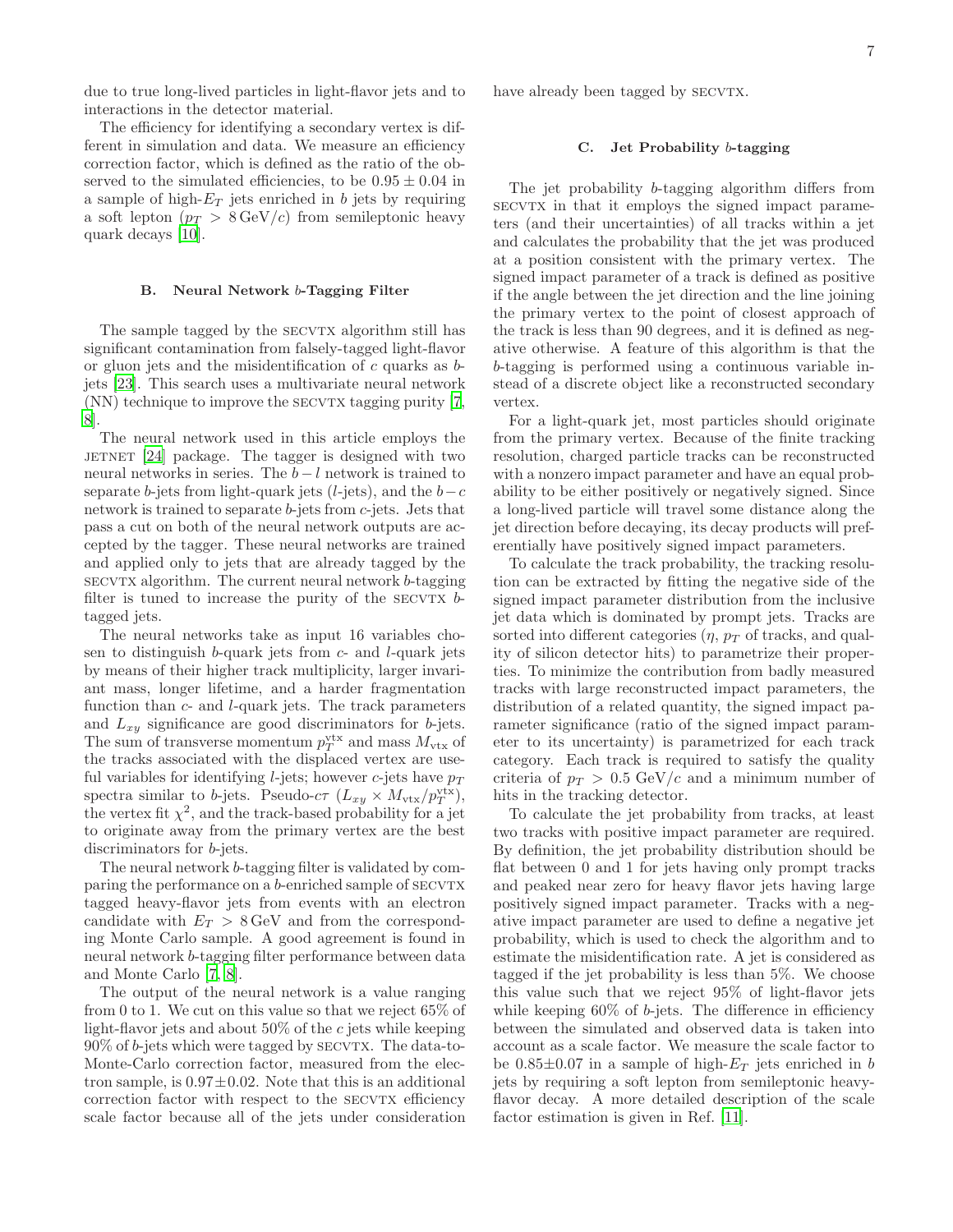due to true long-lived particles in light-flavor jets and to interactions in the detector material.

The efficiency for identifying a secondary vertex is different in simulation and data. We measure an efficiency correction factor, which is defined as the ratio of the observed to the simulated efficiencies, to be $0.95 \pm 0.04$ in a sample of high-$E_T$ jets enriched in $b$ jets by requiring a soft lepton ($p_T > 8\,\mathrm{GeV}/c$) from semileptonic heavy quark decays [10].

### B. Neural Network $b$-Tagging Filter

The sample tagged by the SECVTX algorithm still has significant contamination from falsely-tagged light-flavor or gluon jets and the misidentification of $c$ quarks as $b$-jets [23]. This search uses a multivariate neural network (NN) technique to improve the SECVTX tagging purity [7, 8].

The neural network used in this article employs the JETNET [24] package. The tagger is designed with two neural networks in series. The $b-l$ network is trained to separate $b$-jets from light-quark jets ($l$-jets), and the $b-c$ network is trained to separate $b$-jets from $c$-jets. Jets that pass a cut on both of the neural network outputs are accepted by the tagger. These neural networks are trained and applied only to jets that are already tagged by the SECVTX algorithm. The current neural network $b$-tagging filter is tuned to increase the purity of the SECVTX $b$-tagged jets.

The neural networks take as input 16 variables chosen to distinguish $b$-quark jets from $c$- and $l$-quark jets by means of their higher track multiplicity, larger invariant mass, longer lifetime, and a harder fragmentation function than $c$- and $l$-quark jets. The track parameters and $L_{xy}$ significance are good discriminators for $b$-jets. The sum of transverse momentum $p_T^{\mathrm{vtx}}$ and mass $M_{\mathrm{vtx}}$ of the tracks associated with the displaced vertex are useful variables for identifying $l$-jets; however $c$-jets have $p_T$ spectra similar to $b$-jets. Pseudo-$c\tau$ ($L_{xy} \times M_{\mathrm{vtx}}/p_T^{\mathrm{vtx}}$), the vertex fit $\chi^2$, and the track-based probability for a jet to originate away from the primary vertex are the best discriminators for $b$-jets.

The neural network $b$-tagging filter is validated by comparing the performance on a $b$-enriched sample of SECVTX tagged heavy-flavor jets from events with an electron candidate with $E_T > 8\,\mathrm{GeV}$ and from the corresponding Monte Carlo sample. A good agreement is found in neural network $b$-tagging filter performance between data and Monte Carlo [7, 8].

The output of the neural network is a value ranging from 0 to 1. We cut on this value so that we reject 65% of light-flavor jets and about 50% of the $c$ jets while keeping 90% of $b$-jets which were tagged by SECVTX. The data-to-Monte-Carlo correction factor, measured from the electron sample, is $0.97 \pm 0.02$. Note that this is an additional correction factor with respect to the SECVTX efficiency scale factor because all of the jets under consideration have already been tagged by SECVTX.

### C. Jet Probability $b$-tagging

The jet probability $b$-tagging algorithm differs from SECVTX in that it employs the signed impact parameters (and their uncertainties) of all tracks within a jet and calculates the probability that the jet was produced at a position consistent with the primary vertex. The signed impact parameter of a track is defined as positive if the angle between the jet direction and the line joining the primary vertex to the point of closest approach of the track is less than 90 degrees, and it is defined as negative otherwise. A feature of this algorithm is that the $b$-tagging is performed using a continuous variable instead of a discrete object like a reconstructed secondary vertex.

For a light-quark jet, most particles should originate from the primary vertex. Because of the finite tracking resolution, charged particle tracks can be reconstructed with a nonzero impact parameter and have an equal probability to be either positively or negatively signed. Since a long-lived particle will travel some distance along the jet direction before decaying, its decay products will preferentially have positively signed impact parameters.

To calculate the track probability, the tracking resolution can be extracted by fitting the negative side of the signed impact parameter distribution from the inclusive jet data which is dominated by prompt jets. Tracks are sorted into different categories ($\eta$, $p_T$ of tracks, and quality of silicon detector hits) to parametrize their properties. To minimize the contribution from badly measured tracks with large reconstructed impact parameters, the distribution of a related quantity, the signed impact parameter significance (ratio of the signed impact parameter to its uncertainty) is parametrized for each track category. Each track is required to satisfy the quality criteria of $p_T > 0.5\ \mathrm{GeV}/c$ and a minimum number of hits in the tracking detector.

To calculate the jet probability from tracks, at least two tracks with positive impact parameter are required. By definition, the jet probability distribution should be flat between 0 and 1 for jets having only prompt tracks and peaked near zero for heavy flavor jets having large positively signed impact parameters. Tracks with a negative impact parameter are used to define a negative jet probability, which is used to check the algorithm and to estimate the misidentification rate. A jet is considered as tagged if the jet probability is less than 5%. We choose this value such that we reject 95% of light-flavor jets while keeping 60% of $b$-jets. The difference in efficiency between the simulated and observed data is taken into account as a scale factor. We measure the scale factor to be $0.85 \pm 0.07$ in a sample of high-$E_T$ jets enriched in $b$ jets by requiring a soft lepton from semileptonic heavy-flavor decay. A more detailed description of the scale factor estimation is given in Ref. [11].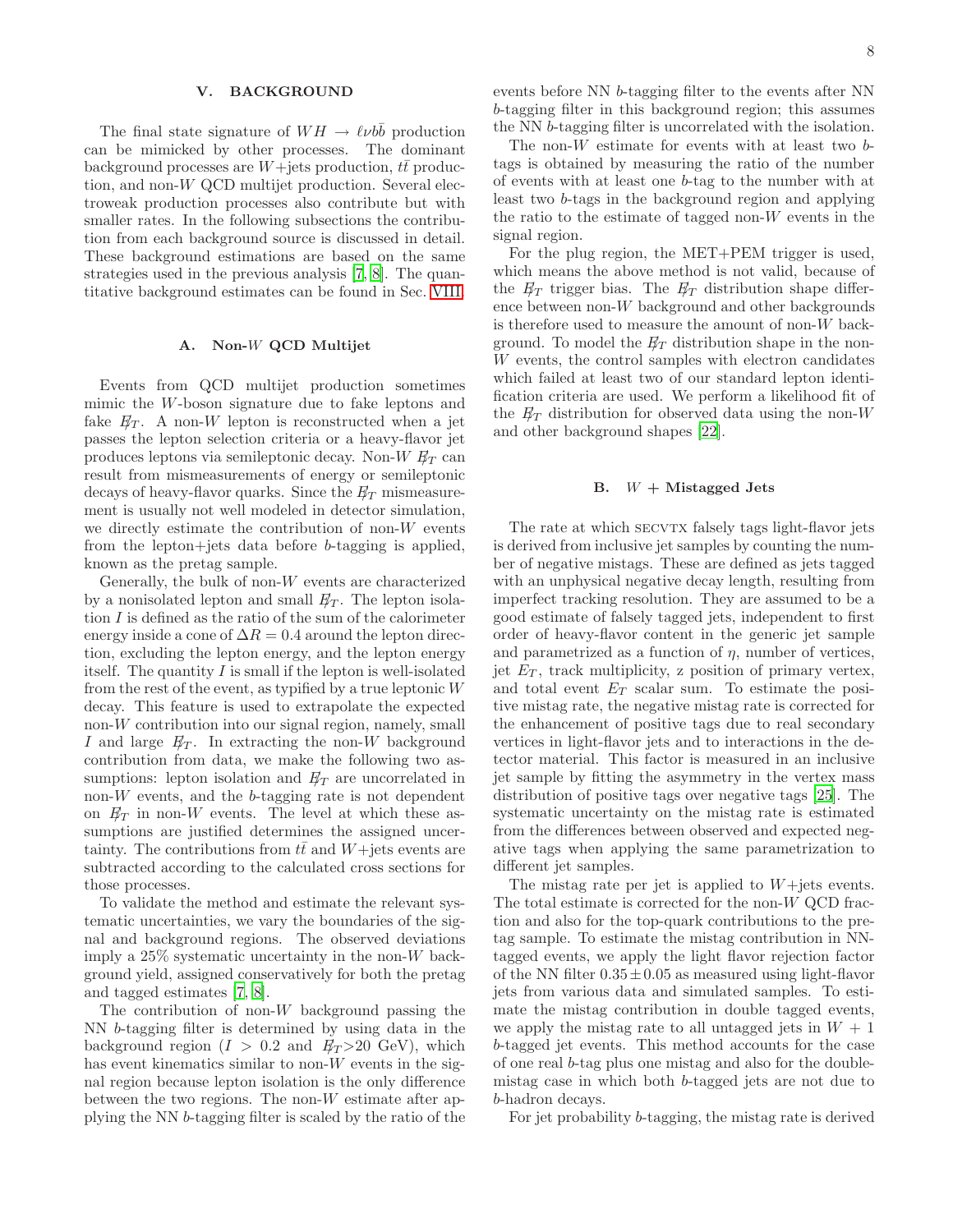## V. BACKGROUND

The final state signature of $WH \rightarrow \ell\nu b\bar{b}$ production can be mimicked by other processes. The dominant background processes are $W$+jets production, $t\bar{t}$ production, and non-$W$ QCD multijet production. Several electroweak production processes also contribute but with smaller rates. In the following subsections the contribution from each background source is discussed in detail. These background estimations are based on the same strategies used in the previous analysis [7, 8]. The quantitative background estimates can be found in Sec. VIII.

### A. Non-$W$ QCD Multijet

Events from QCD multijet production sometimes mimic the $W$-boson signature due to fake leptons and fake $\not\!\!E_T$. A non-$W$ lepton is reconstructed when a jet passes the lepton selection criteria or a heavy-flavor jet produces leptons via semileptonic decay. Non-$W$ $\not\!\!E_T$ can result from mismeasurements of energy or semileptonic decays of heavy-flavor quarks. Since the $\not\!\!E_T$ mismeasurement is usually not well modeled in detector simulation, we directly estimate the contribution of non-$W$ events from the lepton+jets data before $b$-tagging is applied, known as the pretag sample.

Generally, the bulk of non-$W$ events are characterized by a nonisolated lepton and small $\not\!\!E_T$. The lepton isolation $I$ is defined as the ratio of the sum of the calorimeter energy inside a cone of $\Delta R = 0.4$ around the lepton direction, excluding the lepton energy, and the lepton energy itself. The quantity $I$ is small if the lepton is well-isolated from the rest of the event, as typified by a true leptonic $W$ decay. This feature is used to extrapolate the expected non-$W$ contribution into our signal region, namely, small $I$ and large $\not\!\!E_T$. In extracting the non-$W$ background contribution from data, we make the following two assumptions: lepton isolation and $\not\!\!E_T$ are uncorrelated in non-$W$ events, and the $b$-tagging rate is not dependent on $\not\!\!E_T$ in non-$W$ events. The level at which these assumptions are justified determines the assigned uncertainty. The contributions from $t\bar{t}$ and $W$+jets events are subtracted according to the calculated cross sections for those processes.

To validate the method and estimate the relevant systematic uncertainties, we vary the boundaries of the signal and background regions. The observed deviations imply a 25% systematic uncertainty in the non-$W$ background yield, assigned conservatively for both the pretag and tagged estimates [7, 8].

The contribution of non-$W$ background passing the NN $b$-tagging filter is determined by using data in the background region ($I > 0.2$ and $\not\!\!E_T$>20 GeV), which has event kinematics similar to non-$W$ events in the signal region because lepton isolation is the only difference between the two regions. The non-$W$ estimate after applying the NN $b$-tagging filter is scaled by the ratio of the events before NN $b$-tagging filter to the events after NN $b$-tagging filter in this background region; this assumes the NN $b$-tagging filter is uncorrelated with the isolation.

The non-$W$ estimate for events with at least two $b$-tags is obtained by measuring the ratio of the number of events with at least one $b$-tag to the number with at least two $b$-tags in the background region and applying the ratio to the estimate of tagged non-$W$ events in the signal region.

For the plug region, the MET+PEM trigger is used, which means the above method is not valid, because of the $\not\!\!E_T$ trigger bias. The $\not\!\!E_T$ distribution shape difference between non-$W$ background and other backgrounds is therefore used to measure the amount of non-$W$ background. To model the $\not\!\!E_T$ distribution shape in the non-$W$ events, the control samples with electron candidates which failed at least two of our standard lepton identification criteria are used. We perform a likelihood fit of the $\not\!\!E_T$ distribution for observed data using the non-$W$ and other background shapes [22].

### B. $W$ + Mistagged Jets

The rate at which SECVTX falsely tags light-flavor jets is derived from inclusive jet samples by counting the number of negative mistags. These are defined as jets tagged with an unphysical negative decay length, resulting from imperfect tracking resolution. They are assumed to be a good estimate of falsely tagged jets, independent to first order of heavy-flavor content in the generic jet sample and parametrized as a function of $\eta$, number of vertices, jet $E_T$, track multiplicity, z position of primary vertex, and total event $E_T$ scalar sum. To estimate the positive mistag rate, the negative mistag rate is corrected for the enhancement of positive tags due to real secondary vertices in light-flavor jets and to interactions in the detector material. This factor is measured in an inclusive jet sample by fitting the asymmetry in the vertex mass distribution of positive tags over negative tags [25]. The systematic uncertainty on the mistag rate is estimated from the differences between observed and expected negative tags when applying the same parametrization to different jet samples.

The mistag rate per jet is applied to $W$+jets events. The total estimate is corrected for the non-$W$ QCD fraction and also for the top-quark contributions to the pretag sample. To estimate the mistag contribution in NN-tagged events, we apply the light flavor rejection factor of the NN filter $0.35 \pm 0.05$ as measured using light-flavor jets from various data and simulated samples. To estimate the mistag contribution in double tagged events, we apply the mistag rate to all untagged jets in $W$ + 1 $b$-tagged jet events. This method accounts for the case of one real $b$-tag plus one mistag and also for the double-mistag case in which both $b$-tagged jets are not due to $b$-hadron decays.

For jet probability $b$-tagging, the mistag rate is derived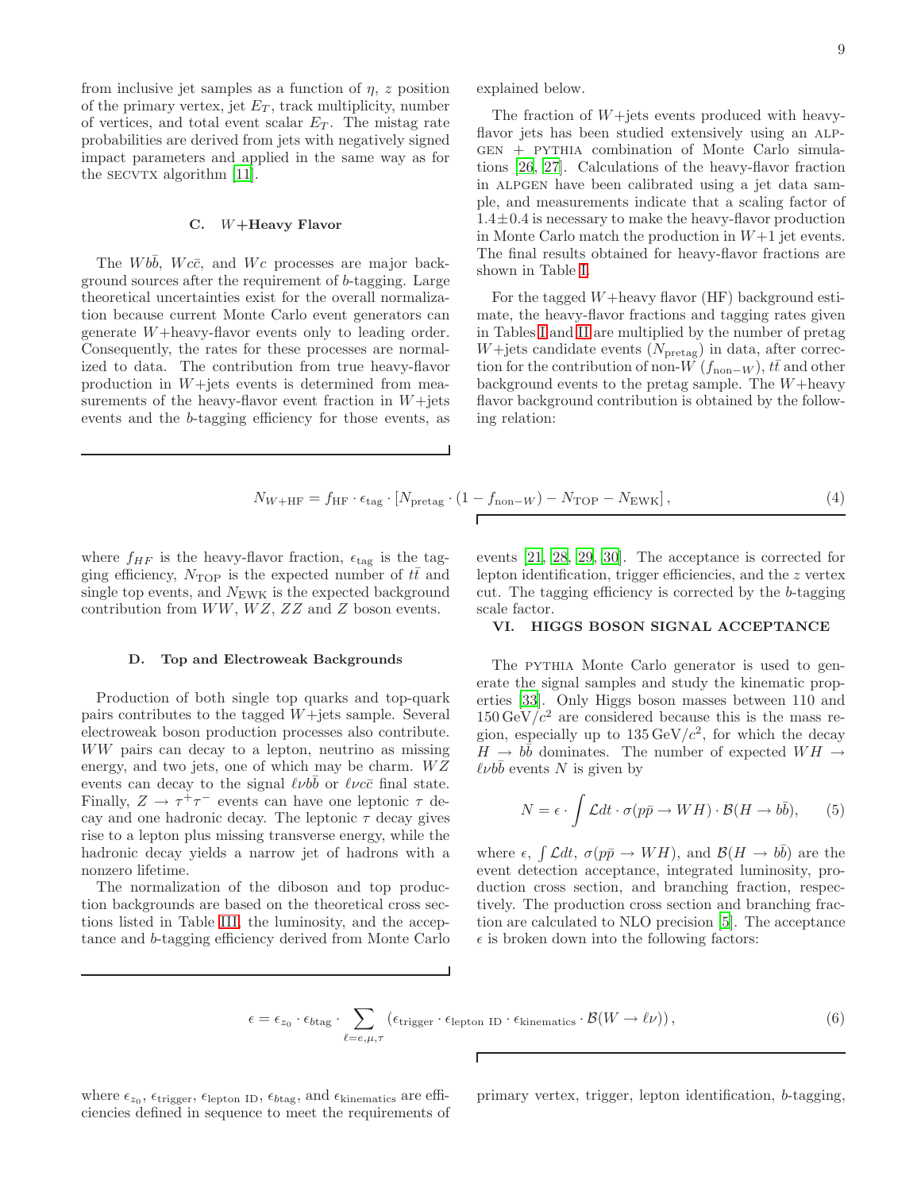from inclusive jet samples as a function of $\eta$, $z$ position of the primary vertex, jet $E_T$, track multiplicity, number of vertices, and total event scalar $E_T$. The mistag rate probabilities are derived from jets with negatively signed impact parameters and applied in the same way as for the SECVTX algorithm [11].

### C. $W$+Heavy Flavor

The $Wb\bar{b}$, $Wc\bar{c}$, and $Wc$ processes are major background sources after the requirement of $b$-tagging. Large theoretical uncertainties exist for the overall normalization because current Monte Carlo event generators can generate $W$+heavy-flavor events only to leading order. Consequently, the rates for these processes are normalized to data. The contribution from true heavy-flavor production in $W$+jets events is determined from measurements of the heavy-flavor event fraction in $W$+jets events and the $b$-tagging efficiency for those events, as explained below.

The fraction of $W$+jets events produced with heavy-flavor jets has been studied extensively using an ALPGEN + PYTHIA combination of Monte Carlo simulations [26, 27]. Calculations of the heavy-flavor fraction in ALPGEN have been calibrated using a jet data sample, and measurements indicate that a scaling factor of $1.4\pm0.4$ is necessary to make the heavy-flavor production in Monte Carlo match the production in $W$+1 jet events. The final results obtained for heavy-flavor fractions are shown in Table I.

For the tagged $W$+heavy flavor (HF) background estimate, the heavy-flavor fractions and tagging rates given in Tables I and II are multiplied by the number of pretag $W$+jets candidate events ($N_{\rm pretag}$) in data, after correction for the contribution of non-$W$ ($f_{\rm non-W}$), $t\bar{t}$ and other background events to the pretag sample. The $W$+heavy flavor background contribution is obtained by the following relation:

$$N_{W+\rm HF} = f_{\rm HF}\cdot\epsilon_{\rm tag}\cdot\left[N_{\rm pretag}\cdot(1-f_{\rm non-W}) - N_{\rm TOP} - N_{\rm EWK}\right], \tag{4}$$

where $f_{HF}$ is the heavy-flavor fraction, $\epsilon_{\rm tag}$ is the tagging efficiency, $N_{\rm TOP}$ is the expected number of $t\bar{t}$ and single top events, and $N_{\rm EWK}$ is the expected background contribution from $WW$, $WZ$, $ZZ$ and $Z$ boson events.

### D. Top and Electroweak Backgrounds

Production of both single top quarks and top-quark pairs contributes to the tagged $W$+jets sample. Several electroweak boson production processes also contribute. $WW$ pairs can decay to a lepton, neutrino as missing energy, and two jets, one of which may be charm. $WZ$ events can decay to the signal $\ell\nu b\bar{b}$ or $\ell\nu c\bar{c}$ final state. Finally, $Z\rightarrow\tau^+\tau^-$ events can have one leptonic $\tau$ decay and one hadronic decay. The leptonic $\tau$ decay gives rise to a lepton plus missing transverse energy, while the hadronic decay yields a narrow jet of hadrons with a nonzero lifetime.

The normalization of the diboson and top production backgrounds are based on the theoretical cross sections listed in Table III, the luminosity, and the acceptance and $b$-tagging efficiency derived from Monte Carlo events [21, 28, 29, 30]. The acceptance is corrected for lepton identification, trigger efficiencies, and the $z$ vertex cut. The tagging efficiency is corrected by the $b$-tagging scale factor.

## VI. HIGGS BOSON SIGNAL ACCEPTANCE

The PYTHIA Monte Carlo generator is used to generate the signal samples and study the kinematic properties [33]. Only Higgs boson masses between 110 and 150 GeV/$c^2$ are considered because this is the mass region, especially up to 135 GeV/$c^2$, for which the decay $H\rightarrow b\bar{b}$ dominates. The number of expected $WH\rightarrow\ell\nu b\bar{b}$ events $N$ is given by

$$N = \epsilon\cdot\int\mathcal{L}dt\cdot\sigma(p\bar{p}\rightarrow WH)\cdot\mathcal{B}(H\rightarrow b\bar{b}), \tag{5}$$

where $\epsilon$, $\int\mathcal{L}dt$, $\sigma(p\bar{p}\rightarrow WH)$, and $\mathcal{B}(H\rightarrow b\bar{b})$ are the event detection acceptance, integrated luminosity, production cross section, and branching fraction, respectively. The production cross section and branching fraction are calculated to NLO precision [5]. The acceptance $\epsilon$ is broken down into the following factors:

$$\epsilon = \epsilon_{z_0}\cdot\epsilon_{\rm btag}\cdot\sum_{\ell=e,\mu,\tau}\left(\epsilon_{\rm trigger}\cdot\epsilon_{\rm lepton\ ID}\cdot\epsilon_{\rm kinematics}\cdot\mathcal{B}(W\rightarrow\ell\nu)\right), \tag{6}$$

where $\epsilon_{z_0}$, $\epsilon_{\rm trigger}$, $\epsilon_{\rm lepton\ ID}$, $\epsilon_{\rm btag}$, and $\epsilon_{\rm kinematics}$ are efficiencies defined in sequence to meet the requirements of primary vertex, trigger, lepton identification, $b$-tagging,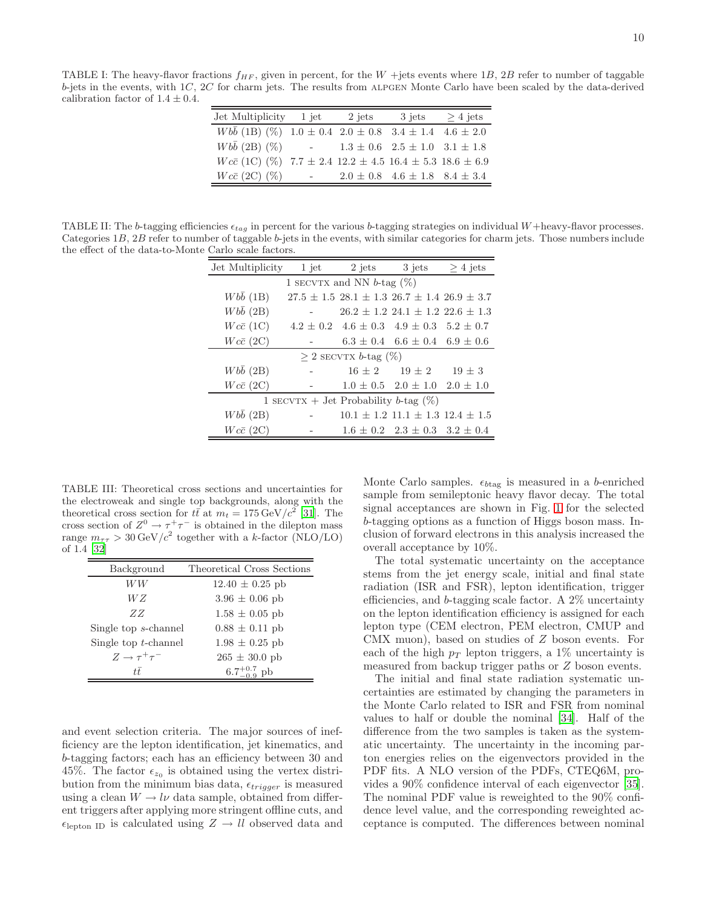TABLE I: The heavy-flavor fractions $f_{HF}$, given in percent, for the $W$ +jets events where 1$B$, 2$B$ refer to number of taggable $b$-jets in the events, with 1$C$, 2$C$ for charm jets. The results from ALPGEN Monte Carlo have been scaled by the data-derived calibration factor of $1.4 \pm 0.4$.

| Jet Multiplicity | 1 jet | 2 jets | 3 jets | $\geq 4$ jets |
|---|---|---|---|---|
| $Wb\bar{b}$ (1B) (%) | $1.0 \pm 0.4$ | $2.0 \pm 0.8$ | $3.4 \pm 1.4$ | $4.6 \pm 2.0$ |
| $Wb\bar{b}$ (2B) (%) | - | $1.3 \pm 0.6$ | $2.5 \pm 1.0$ | $3.1 \pm 1.8$ |
| $Wc\bar{c}$ (1C) (%) | $7.7 \pm 2.4$ | $12.2 \pm 4.5$ | $16.4 \pm 5.3$ | $18.6 \pm 6.9$ |
| $Wc\bar{c}$ (2C) (%) | - | $2.0 \pm 0.8$ | $4.6 \pm 1.8$ | $8.4 \pm 3.4$ |

TABLE II: The $b$-tagging efficiencies $\epsilon_{tag}$ in percent for the various $b$-tagging strategies on individual $W$+heavy-flavor processes. Categories 1$B$, 2$B$ refer to number of taggable $b$-jets in the events, with similar categories for charm jets. Those numbers include the effect of the data-to-Monte Carlo scale factors.

| Jet Multiplicity | 1 jet | 2 jets | 3 jets | $\geq 4$ jets |
|---|---|---|---|---|
| 1 SECVTX and NN $b$-tag (%) | | | | |
| $Wb\bar{b}$ (1B) | $27.5 \pm 1.5$ | $28.1 \pm 1.3$ | $26.7 \pm 1.4$ | $26.9 \pm 3.7$ |
| $Wb\bar{b}$ (2B) | - | $26.2 \pm 1.2$ | $24.1 \pm 1.2$ | $22.6 \pm 1.3$ |
| $Wc\bar{c}$ (1C) | $4.2 \pm 0.2$ | $4.6 \pm 0.3$ | $4.9 \pm 0.3$ | $5.2 \pm 0.7$ |
| $Wc\bar{c}$ (2C) | - | $6.3 \pm 0.4$ | $6.6 \pm 0.4$ | $6.9 \pm 0.6$ |
| $\geq 2$ SECVTX $b$-tag (%) | | | | |
| $Wb\bar{b}$ (2B) | - | $16 \pm 2$ | $19 \pm 2$ | $19 \pm 3$ |
| $Wc\bar{c}$ (2C) | - | $1.0 \pm 0.5$ | $2.0 \pm 1.0$ | $2.0 \pm 1.0$ |
| 1 SECVTX + Jet Probability $b$-tag (%) | | | | |
| $Wb\bar{b}$ (2B) | - | $10.1 \pm 1.2$ | $11.1 \pm 1.3$ | $12.4 \pm 1.5$ |
| $Wc\bar{c}$ (2C) | - | $1.6 \pm 0.2$ | $2.3 \pm 0.3$ | $3.2 \pm 0.4$ |

TABLE III: Theoretical cross sections and uncertainties for the electroweak and single top backgrounds, along with the theoretical cross section for $t\bar{t}$ at $m_t = 175\,\mathrm{GeV}/c^2$ [31]. The cross section of $Z^0 \to \tau^+\tau^-$ is obtained in the dilepton mass range $m_{\tau\tau} > 30\,\mathrm{GeV}/c^2$ together with a $k$-factor (NLO/LO) of 1.4 [32]

| Background | Theoretical Cross Sections |
|---|---|
| $WW$ | $12.40 \pm 0.25$ pb |
| $WZ$ | $3.96 \pm 0.06$ pb |
| $ZZ$ | $1.58 \pm 0.05$ pb |
| Single top $s$-channel | $0.88 \pm 0.11$ pb |
| Single top $t$-channel | $1.98 \pm 0.25$ pb |
| $Z \to \tau^+\tau^-$ | $265 \pm 30.0$ pb |
| $t\bar{t}$ | $6.7^{+0.7}_{-0.9}$ pb |

and event selection criteria. The major sources of inefficiency are the lepton identification, jet kinematics, and $b$-tagging factors; each has an efficiency between 30 and 45%. The factor $\epsilon_{z_0}$ is obtained using the vertex distribution from the minimum bias data, $\epsilon_{trigger}$ is measured using a clean $W \to l\nu$ data sample, obtained from different triggers after applying more stringent offline cuts, and $\epsilon_{\text{lepton ID}}$ is calculated using $Z \to ll$ observed data and Monte Carlo samples. $\epsilon_{\text{btag}}$ is measured in a $b$-enriched sample from semileptonic heavy flavor decay. The total signal acceptances are shown in Fig. 1 for the selected $b$-tagging options as a function of Higgs boson mass. Inclusion of forward electrons in this analysis increased the overall acceptance by 10%.

The total systematic uncertainty on the acceptance stems from the jet energy scale, initial and final state radiation (ISR and FSR), lepton identification, trigger efficiencies, and $b$-tagging scale factor. A 2% uncertainty on the lepton identification efficiency is assigned for each lepton type (CEM electron, PEM electron, CMUP and CMX muon), based on studies of $Z$ boson events. For each of the high $p_T$ lepton triggers, a 1% uncertainty is measured from backup trigger paths or $Z$ boson events.

The initial and final state radiation systematic uncertainties are estimated by changing the parameters in the Monte Carlo related to ISR and FSR from nominal values to half or double the nominal [34]. Half of the difference from the two samples is taken as the systematic uncertainty. The uncertainty in the incoming parton energies relies on the eigenvectors provided in the PDF fits. A NLO version of the PDFs, CTEQ6M, provides a 90% confidence interval of each eigenvector [35]. The nominal PDF value is reweighted to the 90% confidence level value, and the corresponding reweighted acceptance is computed. The differences between nominal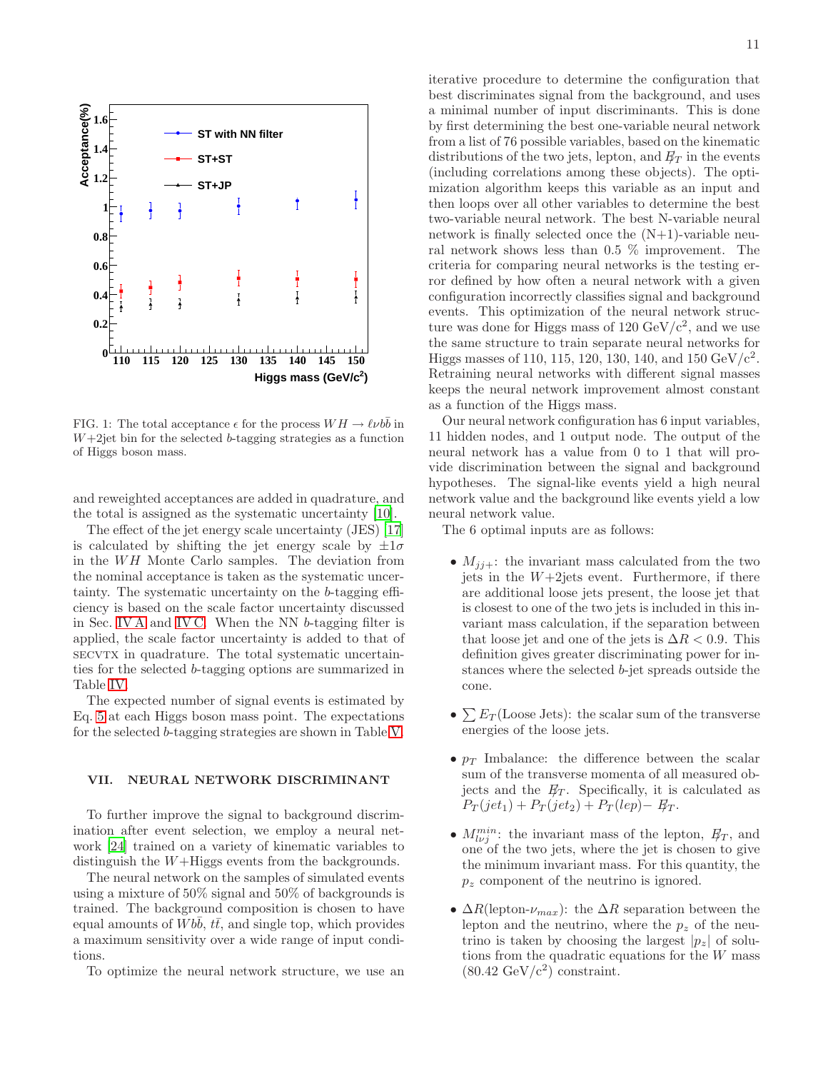FIG. 1: The total acceptance $\epsilon$ for the process $WH \rightarrow \ell\nu b\bar{b}$ in $W$+2jet bin for the selected $b$-tagging strategies as a function of Higgs boson mass.

and reweighted acceptances are added in quadrature, and the total is assigned as the systematic uncertainty [10].

The effect of the jet energy scale uncertainty (JES) [17] is calculated by shifting the jet energy scale by $\pm 1\sigma$ in the $WH$ Monte Carlo samples. The deviation from the nominal acceptance is taken as the systematic uncertainty. The systematic uncertainty on the $b$-tagging efficiency is based on the scale factor uncertainty discussed in Sec. IV A and IV C. When the NN $b$-tagging filter is applied, the scale factor uncertainty is added to that of SECVTX in quadrature. The total systematic uncertainties for the selected $b$-tagging options are summarized in Table IV.

The expected number of signal events is estimated by Eq. 5 at each Higgs boson mass point. The expectations for the selected $b$-tagging strategies are shown in Table V.

## VII. NEURAL NETWORK DISCRIMINANT

To further improve the signal to background discrimination after event selection, we employ a neural network [24] trained on a variety of kinematic variables to distinguish the $W$+Higgs events from the backgrounds.

The neural network on the samples of simulated events using a mixture of 50% signal and 50% of backgrounds is trained. The background composition is chosen to have equal amounts of $Wb\bar{b}$, $t\bar{t}$, and single top, which provides a maximum sensitivity over a wide range of input conditions.

To optimize the neural network structure, we use an iterative procedure to determine the configuration that best discriminates signal from the background, and uses a minimal number of input discriminants. This is done by first determining the best one-variable neural network from a list of 76 possible variables, based on the kinematic distributions of the two jets, lepton, and $\not\!\!E_T$ in the events (including correlations among these objects). The optimization algorithm keeps this variable as an input and then loops over all other variables to determine the best two-variable neural network. The best N-variable neural network is finally selected once the (N+1)-variable neural network shows less than 0.5 % improvement. The criteria for comparing neural networks is the testing error defined by how often a neural network with a given configuration incorrectly classifies signal and background events. This optimization of the neural network structure was done for Higgs mass of 120 GeV/c$^2$, and we use the same structure to train separate neural networks for Higgs masses of 110, 115, 120, 130, 140, and 150 GeV/c$^2$. Retraining neural networks with different signal masses keeps the neural network improvement almost constant as a function of the Higgs mass.

Our neural network configuration has 6 input variables, 11 hidden nodes, and 1 output node. The output of the neural network has a value from 0 to 1 that will provide discrimination between the signal and background hypotheses. The signal-like events yield a high neural network value and the background like events yield a low neural network value.

The 6 optimal inputs are as follows:

- $M_{jj+}$: the invariant mass calculated from the two jets in the $W$+2jets event. Furthermore, if there are additional loose jets present, the loose jet that is closest to one of the two jets is included in this invariant mass calculation, if the separation between that loose jet and one of the jets is $\Delta R < 0.9$. This definition gives greater discriminating power for instances where the selected $b$-jet spreads outside the cone.

- $\sum E_T$(Loose Jets): the scalar sum of the transverse energies of the loose jets.

- $p_T$ Imbalance: the difference between the scalar sum of the transverse momenta of all measured objects and the $\not\!\!E_T$. Specifically, it is calculated as $P_T(jet_1) + P_T(jet_2) + P_T(lep) - \not\!\!E_T$.

- $M_{l\nu j}^{min}$: the invariant mass of the lepton, $\not\!\!E_T$, and one of the two jets, where the jet is chosen to give the minimum invariant mass. For this quantity, the $p_z$ component of the neutrino is ignored.

- $\Delta R$(lepton-$\nu_{max}$): the $\Delta R$ separation between the lepton and the neutrino, where the $p_z$ of the neutrino is taken by choosing the largest $|p_z|$ of solutions from the quadratic equations for the $W$ mass (80.42 GeV/c$^2$) constraint.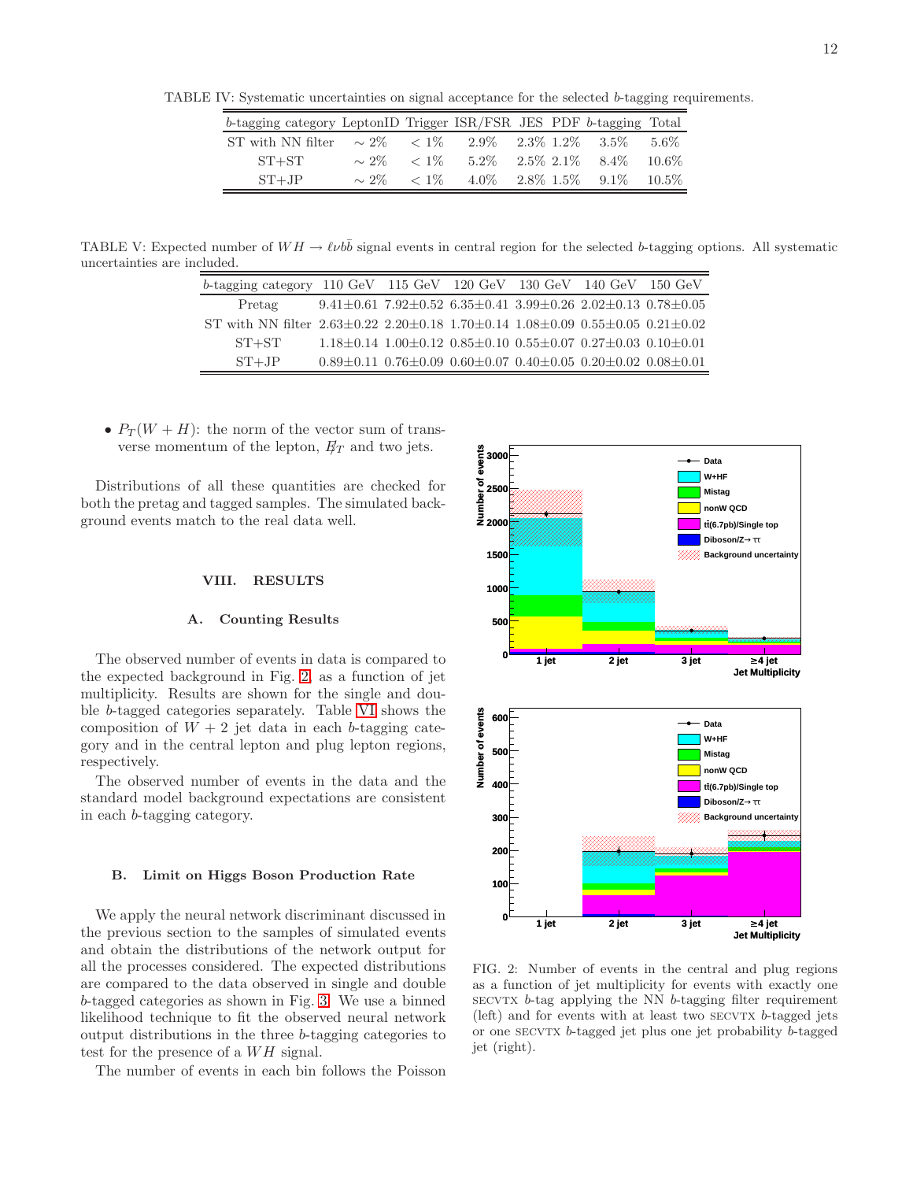TABLE IV: Systematic uncertainties on signal acceptance for the selected $b$-tagging requirements.

| $b$-tagging category | LeptonID | Trigger | ISR/FSR | JES | PDF | $b$-tagging | Total |
|---|---|---|---|---|---|---|---|
| ST with NN filter | $\sim 2\%$ | $< 1\%$ | 2.9% | 2.3% | 1.2% | 3.5% | 5.6% |
| ST+ST | $\sim 2\%$ | $< 1\%$ | 5.2% | 2.5% | 2.1% | 8.4% | 10.6% |
| ST+JP | $\sim 2\%$ | $< 1\%$ | 4.0% | 2.8% | 1.5% | 9.1% | 10.5% |

TABLE V: Expected number of $WH \to \ell\nu b\bar{b}$ signal events in central region for the selected $b$-tagging options. All systematic uncertainties are included.

| $b$-tagging category | 110 GeV | 115 GeV | 120 GeV | 130 GeV | 140 GeV | 150 GeV |
|---|---|---|---|---|---|---|
| Pretag | 9.41±0.61 | 7.92±0.52 | 6.35±0.41 | 3.99±0.26 | 2.02±0.13 | 0.78±0.05 |
| ST with NN filter | 2.63±0.22 | 2.20±0.18 | 1.70±0.14 | 1.08±0.09 | 0.55±0.05 | 0.21±0.02 |
| ST+ST | 1.18±0.14 | 1.00±0.12 | 0.85±0.10 | 0.55±0.07 | 0.27±0.03 | 0.10±0.01 |
| ST+JP | 0.89±0.11 | 0.76±0.09 | 0.60±0.07 | 0.40±0.05 | 0.20±0.02 | 0.08±0.01 |

- $P_T(W+H)$: the norm of the vector sum of transverse momentum of the lepton, $\not\!\!E_T$ and two jets.

Distributions of all these quantities are checked for both the pretag and tagged samples. The simulated background events match to the real data well.

## VIII. RESULTS

### A. Counting Results

The observed number of events in data is compared to the expected background in Fig. 2, as a function of jet multiplicity. Results are shown for the single and double $b$-tagged categories separately. Table VI shows the composition of $W+2$ jet data in each $b$-tagging category and in the central lepton and plug lepton regions, respectively.

The observed number of events in the data and the standard model background expectations are consistent in each $b$-tagging category.

### B. Limit on Higgs Boson Production Rate

We apply the neural network discriminant discussed in the previous section to the samples of simulated events and obtain the distributions of the network output for all the processes considered. The expected distributions are compared to the data observed in single and double $b$-tagged categories as shown in Fig. 3. We use a binned likelihood technique to fit the observed neural network output distributions in the three $b$-tagging categories to test for the presence of a $WH$ signal.

The number of events in each bin follows the Poisson

FIG. 2: Number of events in the central and plug regions as a function of jet multiplicity for events with exactly one SECVTX $b$-tag applying the NN $b$-tagging filter requirement (left) and for events with at least two SECVTX $b$-tagged jets or one SECVTX $b$-tagged jet plus one jet probability $b$-tagged jet (right).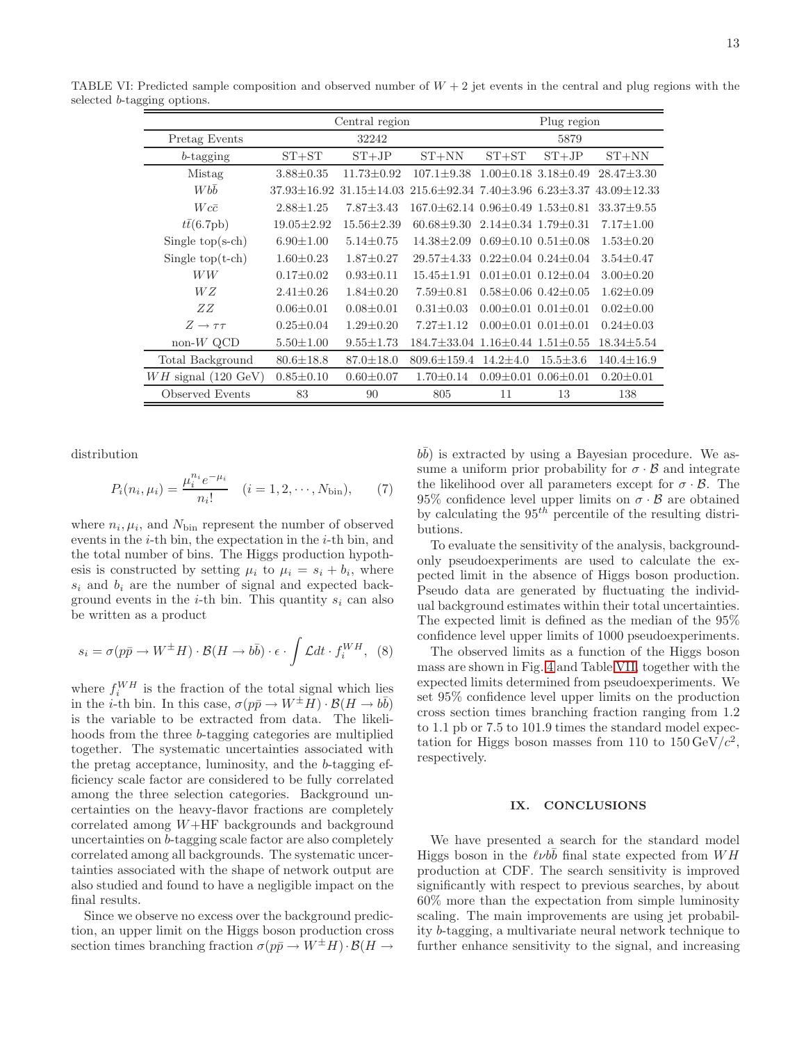TABLE VI: Predicted sample composition and observed number of $W+2$ jet events in the central and plug regions with the selected $b$-tagging options.

| | Central region | | | Plug region | | |
|---|---|---|---|---|---|---|
| Pretag Events | 32242 | | | 5879 | | |
| $b$-tagging | ST+ST | ST+JP | ST+NN | ST+ST | ST+JP | ST+NN |
| Mistag | 3.88±0.35 | 11.73±0.92 | 107.1±9.38 | 1.00±0.18 | 3.18±0.49 | 28.47±3.30 |
| $Wb\bar{b}$ | 37.93±16.92 | 31.15±14.03 | 215.6±92.34 | 7.40±3.96 | 6.23±3.37 | 43.09±12.33 |
| $Wc\bar{c}$ | 2.88±1.25 | 7.87±3.43 | 167.0±62.14 | 0.96±0.49 | 1.53±0.81 | 33.37±9.55 |
| $t\bar{t}$(6.7pb) | 19.05±2.92 | 15.56±2.39 | 60.68±9.30 | 2.14±0.34 | 1.79±0.31 | 7.17±1.00 |
| Single top(s-ch) | 6.90±1.00 | 5.14±0.75 | 14.38±2.09 | 0.69±0.10 | 0.51±0.08 | 1.53±0.20 |
| Single top(t-ch) | 1.60±0.23 | 1.87±0.27 | 29.57±4.33 | 0.22±0.04 | 0.24±0.04 | 3.54±0.47 |
| $WW$ | 0.17±0.02 | 0.93±0.11 | 15.45±1.91 | 0.01±0.01 | 0.12±0.04 | 3.00±0.20 |
| $WZ$ | 2.41±0.26 | 1.84±0.20 | 7.59±0.81 | 0.58±0.06 | 0.42±0.05 | 1.62±0.09 |
| $ZZ$ | 0.06±0.01 | 0.08±0.01 | 0.31±0.03 | 0.00±0.01 | 0.01±0.01 | 0.02±0.00 |
| $Z\to\tau\tau$ | 0.25±0.04 | 1.29±0.20 | 7.27±1.12 | 0.00±0.01 | 0.01±0.01 | 0.24±0.03 |
| non-$W$ QCD | 5.50±1.00 | 9.55±1.73 | 184.7±33.04 | 1.16±0.44 | 1.51±0.55 | 18.34±5.54 |
| Total Background | 80.6±18.8 | 87.0±18.0 | 809.6±159.4 | 14.2±4.0 | 15.5±3.6 | 140.4±16.9 |
| $WH$ signal (120 GeV) | 0.85±0.10 | 0.60±0.07 | 1.70±0.14 | 0.09±0.01 | 0.06±0.01 | 0.20±0.01 |
| Observed Events | 83 | 90 | 805 | 11 | 13 | 138 |

distribution

$$P_i(n_i,\mu_i)=\frac{\mu_i^{n_i}e^{-\mu_i}}{n_i!}\quad (i=1,2,\cdots,N_{\rm bin}),\qquad (7)$$

where $n_i, \mu_i$, and $N_{\rm bin}$ represent the number of observed events in the $i$-th bin, the expectation in the $i$-th bin, and the total number of bins. The Higgs production hypothesis is constructed by setting $\mu_i$ to $\mu_i = s_i + b_i$, where $s_i$ and $b_i$ are the number of signal and expected background events in the $i$-th bin. This quantity $s_i$ can also be written as a product

$$s_i=\sigma(p\bar{p}\to W^{\pm}H)\cdot\mathcal{B}(H\to b\bar{b})\cdot\epsilon\cdot\int\mathcal{L}dt\cdot f_i^{WH},\quad (8)$$

where $f_i^{WH}$ is the fraction of the total signal which lies in the $i$-th bin. In this case, $\sigma(p\bar{p}\to W^{\pm}H)\cdot\mathcal{B}(H\to b\bar{b})$ is the variable to be extracted from data. The likelihoods from the three $b$-tagging categories are multiplied together. The systematic uncertainties associated with the pretag acceptance, luminosity, and the $b$-tagging efficiency scale factor are considered to be fully correlated among the three selection categories. Background uncertainties on the heavy-flavor fractions are completely correlated among $W$+HF backgrounds and background uncertainties on $b$-tagging scale factor are also completely correlated among all backgrounds. The systematic uncertainties associated with the shape of network output are also studied and found to have a negligible impact on the final results.

Since we observe no excess over the background prediction, an upper limit on the Higgs boson production cross section times branching fraction $\sigma(p\bar{p}\to W^{\pm}H)\cdot\mathcal{B}(H\to b\bar{b})$ is extracted by using a Bayesian procedure. We assume a uniform prior probability for $\sigma\cdot\mathcal{B}$ and integrate the likelihood over all parameters except for $\sigma\cdot\mathcal{B}$. The 95% confidence level upper limits on $\sigma\cdot\mathcal{B}$ are obtained by calculating the $95^{th}$ percentile of the resulting distributions.

To evaluate the sensitivity of the analysis, background-only pseudoexperiments are used to calculate the expected limit in the absence of Higgs boson production. Pseudo data are generated by fluctuating the individual background estimates within their total uncertainties. The expected limit is defined as the median of the 95% confidence level upper limits of 1000 pseudoexperiments.

The observed limits as a function of the Higgs boson mass are shown in Fig. 4 and Table VII, together with the expected limits determined from pseudoexperiments. We set 95% confidence level upper limits on the production cross section times branching fraction ranging from 1.2 to 1.1 pb or 7.5 to 101.9 times the standard model expectation for Higgs boson masses from 110 to 150 GeV/$c^2$, respectively.

## IX. CONCLUSIONS

We have presented a search for the standard model Higgs boson in the $\ell\nu b\bar{b}$ final state expected from $WH$ production at CDF. The search sensitivity is improved significantly with respect to previous searches, by about 60% more than the expectation from simple luminosity scaling. The main improvements are using jet probability $b$-tagging, a multivariate neural network technique to further enhance sensitivity to the signal, and increasing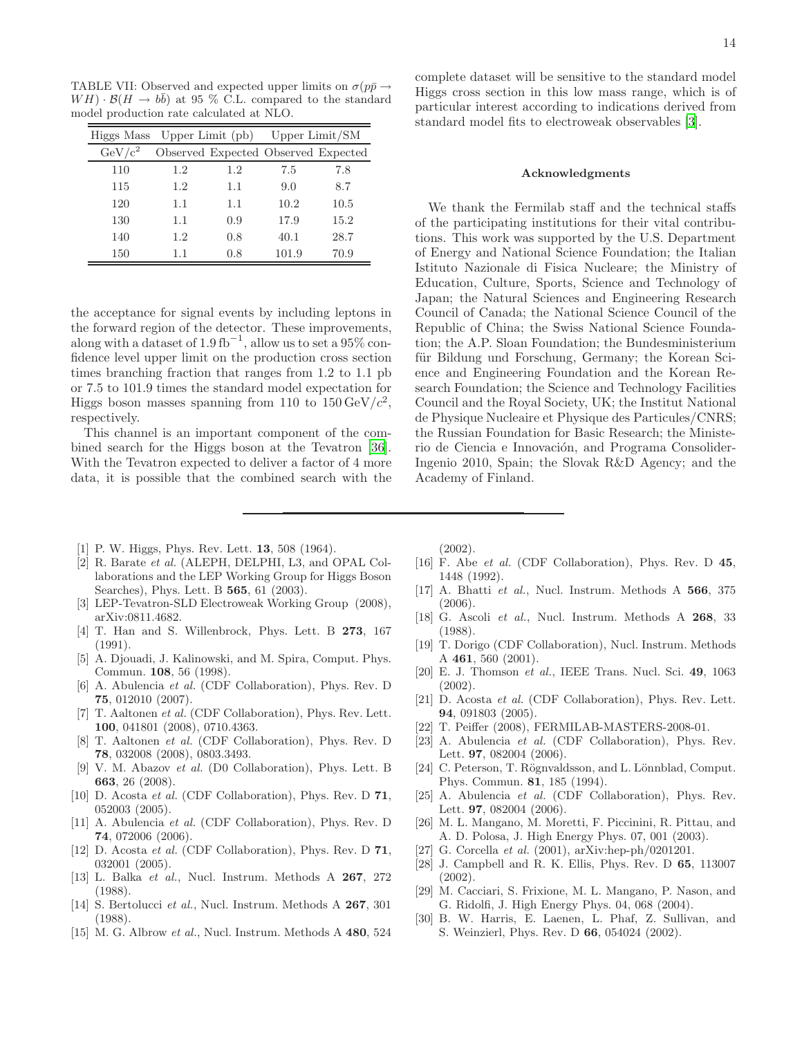TABLE VII: Observed and expected upper limits on $\sigma(p\bar{p} \rightarrow WH) \cdot \mathcal{B}(H \rightarrow b\bar{b})$ at 95 % C.L. compared to the standard model production rate calculated at NLO.

| Higgs Mass | Upper Limit (pb) | | Upper Limit/SM | |
|---|---|---|---|---|
| GeV/c$^2$ | Observed | Expected | Observed | Expected |
| 110 | 1.2 | 1.2 | 7.5 | 7.8 |
| 115 | 1.2 | 1.1 | 9.0 | 8.7 |
| 120 | 1.1 | 1.1 | 10.2 | 10.5 |
| 130 | 1.1 | 0.9 | 17.9 | 15.2 |
| 140 | 1.2 | 0.8 | 40.1 | 28.7 |
| 150 | 1.1 | 0.8 | 101.9 | 70.9 |

the acceptance for signal events by including leptons in the forward region of the detector. These improvements, along with a dataset of $1.9\,\mathrm{fb}^{-1}$, allow us to set a 95% confidence level upper limit on the production cross section times branching fraction that ranges from 1.2 to 1.1 pb or 7.5 to 101.9 times the standard model expectation for Higgs boson masses spanning from 110 to $150\,\mathrm{GeV}/c^2$, respectively.

This channel is an important component of the combined search for the Higgs boson at the Tevatron [36]. With the Tevatron expected to deliver a factor of 4 more data, it is possible that the combined search with the complete dataset will be sensitive to the standard model Higgs cross section in this low mass range, which is of particular interest according to indications derived from standard model fits to electroweak observables [3].

### Acknowledgments

We thank the Fermilab staff and the technical staffs of the participating institutions for their vital contributions. This work was supported by the U.S. Department of Energy and National Science Foundation; the Italian Istituto Nazionale di Fisica Nucleare; the Ministry of Education, Culture, Sports, Science and Technology of Japan; the Natural Sciences and Engineering Research Council of Canada; the National Science Council of the Republic of China; the Swiss National Science Foundation; the A.P. Sloan Foundation; the Bundesministerium für Bildung und Forschung, Germany; the Korean Science and Engineering Foundation and the Korean Research Foundation; the Science and Technology Facilities Council and the Royal Society, UK; the Institut National de Physique Nucleaire et Physique des Particules/CNRS; the Russian Foundation for Basic Research; the Ministerio de Ciencia e Innovación, and Programa Consolider-Ingenio 2010, Spain; the Slovak R&D Agency; and the Academy of Finland.

---

[1] P. W. Higgs, Phys. Rev. Lett. **13**, 508 (1964).

[2] R. Barate *et al.* (ALEPH, DELPHI, L3, and OPAL Collaborations and the LEP Working Group for Higgs Boson Searches), Phys. Lett. B **565**, 61 (2003).

[3] LEP-Tevatron-SLD Electroweak Working Group (2008), arXiv:0811.4682.

[4] T. Han and S. Willenbrock, Phys. Lett. B **273**, 167 (1991).

[5] A. Djouadi, J. Kalinowski, and M. Spira, Comput. Phys. Commun. **108**, 56 (1998).

[6] A. Abulencia *et al.* (CDF Collaboration), Phys. Rev. D **75**, 012010 (2007).

[7] T. Aaltonen *et al.* (CDF Collaboration), Phys. Rev. Lett. **100**, 041801 (2008), 0710.4363.

[8] T. Aaltonen *et al.* (CDF Collaboration), Phys. Rev. D **78**, 032008 (2008), 0803.3493.

[9] V. M. Abazov *et al.* (D0 Collaboration), Phys. Lett. B **663**, 26 (2008).

[10] D. Acosta *et al.* (CDF Collaboration), Phys. Rev. D **71**, 052003 (2005).

[11] A. Abulencia *et al.* (CDF Collaboration), Phys. Rev. D **74**, 072006 (2006).

[12] D. Acosta *et al.* (CDF Collaboration), Phys. Rev. D **71**, 032001 (2005).

[13] L. Balka *et al.*, Nucl. Instrum. Methods A **267**, 272 (1988).

[14] S. Bertolucci *et al.*, Nucl. Instrum. Methods A **267**, 301 (1988).

[15] M. G. Albrow *et al.*, Nucl. Instrum. Methods A **480**, 524 (2002).

[16] F. Abe *et al.* (CDF Collaboration), Phys. Rev. D **45**, 1448 (1992).

[17] A. Bhatti *et al.*, Nucl. Instrum. Methods A **566**, 375 (2006).

[18] G. Ascoli *et al.*, Nucl. Instrum. Methods A **268**, 33 (1988).

[19] T. Dorigo (CDF Collaboration), Nucl. Instrum. Methods A **461**, 560 (2001).

[20] E. J. Thomson *et al.*, IEEE Trans. Nucl. Sci. **49**, 1063 (2002).

[21] D. Acosta *et al.* (CDF Collaboration), Phys. Rev. Lett. **94**, 091803 (2005).

[22] T. Peiffer (2008), FERMILAB-MASTERS-2008-01.

[23] A. Abulencia *et al.* (CDF Collaboration), Phys. Rev. Lett. **97**, 082004 (2006).

[24] C. Peterson, T. Rögnvaldsson, and L. Lönnblad, Comput. Phys. Commun. **81**, 185 (1994).

[25] A. Abulencia *et al.* (CDF Collaboration), Phys. Rev. Lett. **97**, 082004 (2006).

[26] M. L. Mangano, M. Moretti, F. Piccinini, R. Pittau, and A. D. Polosa, J. High Energy Phys. 07, 001 (2003).

[27] G. Corcella *et al.* (2001), arXiv:hep-ph/0201201.

[28] J. Campbell and R. K. Ellis, Phys. Rev. D **65**, 113007 (2002).

[29] M. Cacciari, S. Frixione, M. L. Mangano, P. Nason, and G. Ridolfi, J. High Energy Phys. 04, 068 (2004).

[30] B. W. Harris, E. Laenen, L. Phaf, Z. Sullivan, and S. Weinzierl, Phys. Rev. D **66**, 054024 (2002).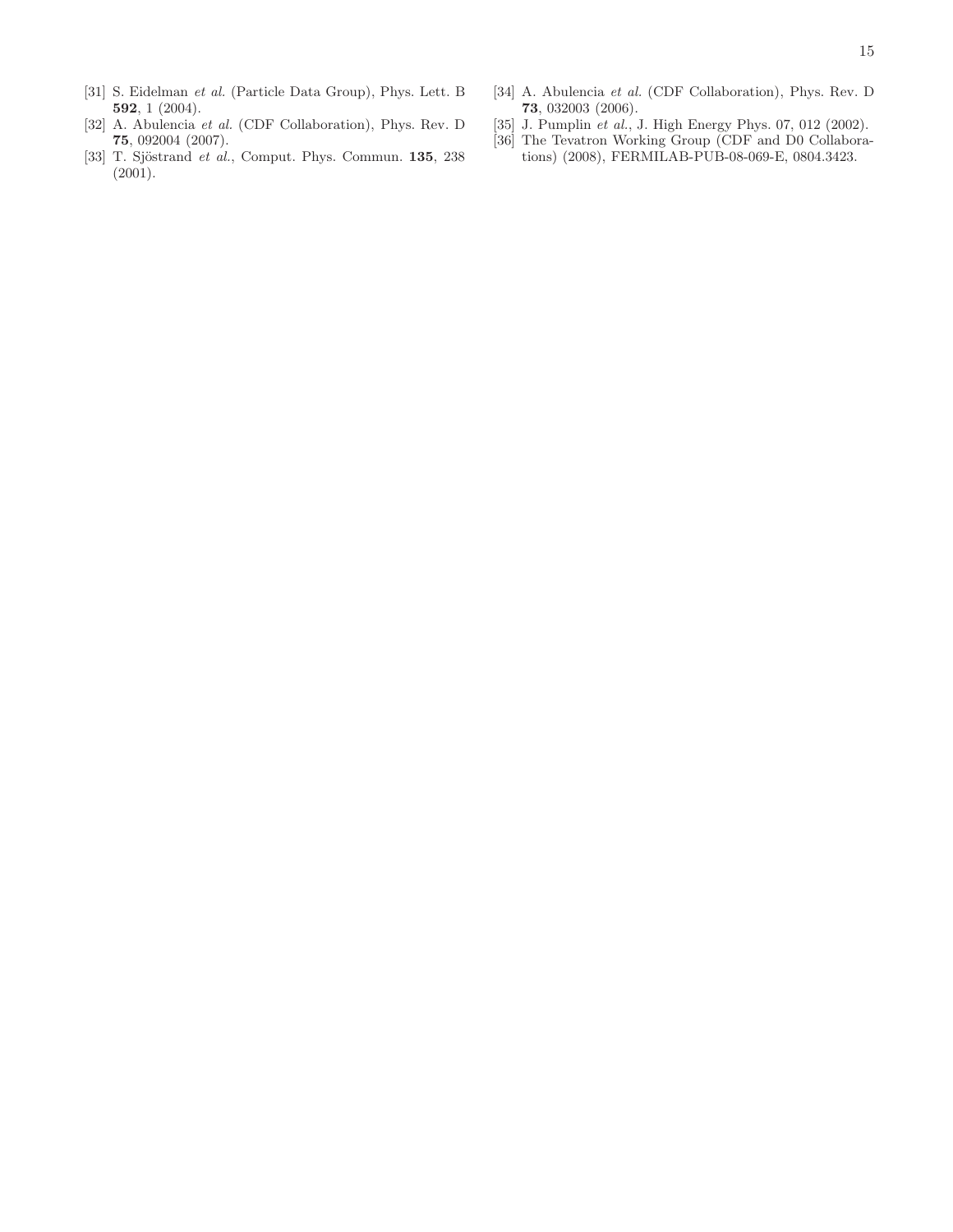[31] S. Eidelman *et al.* (Particle Data Group), Phys. Lett. B **592**, 1 (2004).

[32] A. Abulencia *et al.* (CDF Collaboration), Phys. Rev. D **75**, 092004 (2007).

[33] T. Sjöstrand *et al.*, Comput. Phys. Commun. **135**, 238 (2001).

[34] A. Abulencia *et al.* (CDF Collaboration), Phys. Rev. D **73**, 032003 (2006).

[35] J. Pumplin *et al.*, J. High Energy Phys. 07, 012 (2002).

[36] The Tevatron Working Group (CDF and D0 Collaborations) (2008), FERMILAB-PUB-08-069-E, 0804.3423.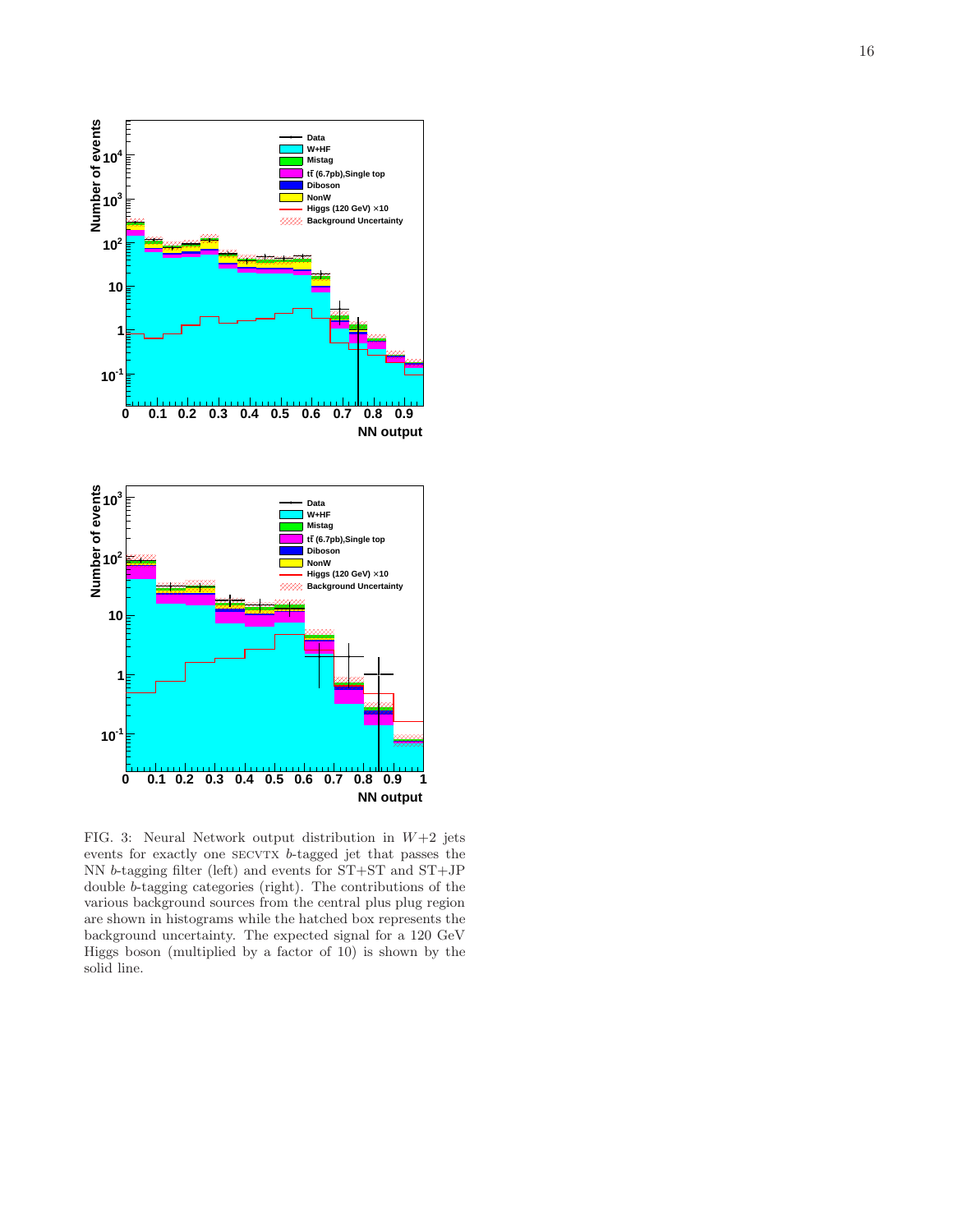FIG. 3: Neural Network output distribution in $W$+2 jets events for exactly one SECVTX $b$-tagged jet that passes the NN $b$-tagging filter (left) and events for ST+ST and ST+JP double $b$-tagging categories (right). The contributions of the various background sources from the central plus plug region are shown in histograms while the hatched box represents the background uncertainty. The expected signal for a 120 GeV Higgs boson (multiplied by a factor of 10) is shown by the solid line.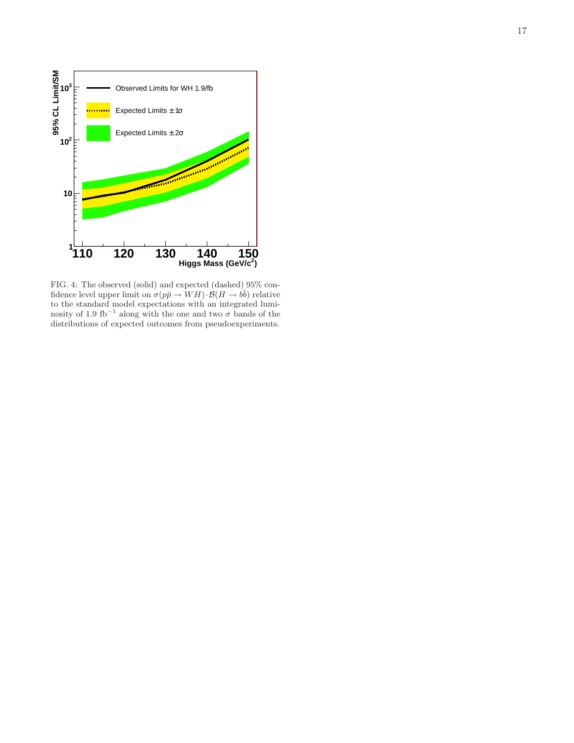95% CL Limit/SM

$10^3$

$10^2$

10

1

110 120 130 140 150

Higgs Mass (GeV/c$^2$)

Observed Limits for WH 1.9/fb

Expected Limits $\pm 1\sigma$

Expected Limits $\pm 2\sigma$

FIG. 4: The observed (solid) and expected (dashed) 95% confidence level upper limit on $\sigma(p\bar{p} \to WH) \cdot \mathcal{B}(H \to b\bar{b})$ relative to the standard model expectations with an integrated luminosity of 1.9 fb$^{-1}$ along with the one and two $\sigma$ bands of the distributions of expected outcomes from pseudoexperiments.